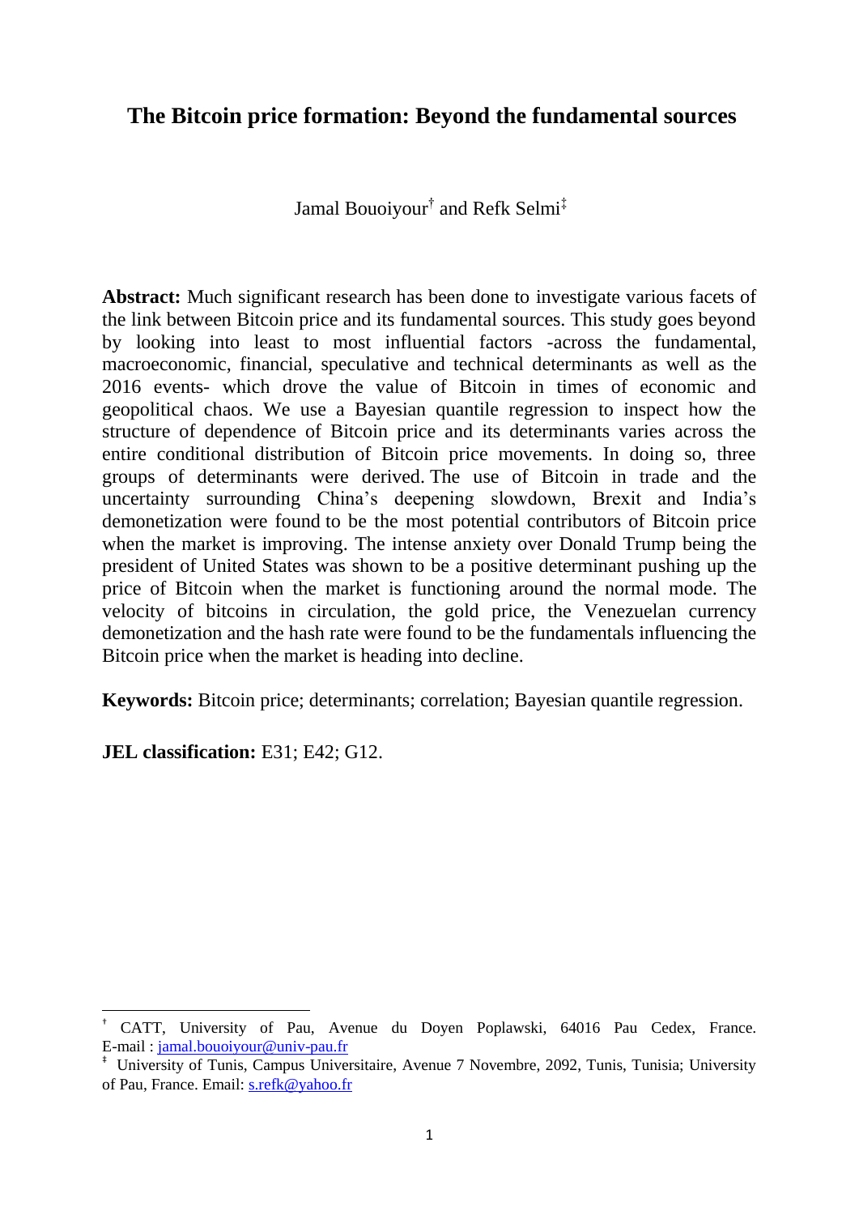# The Bitcoin price formation: Beyond the fundamental sources

Jamal Bouoiyour[†] and Refk Selmi[‡]

**Abstract:** Much significant research has been done to investigate various facets of the link between Bitcoin price and its fundamental sources. This study goes beyond by looking into least to most influential factors -across the fundamental, macroeconomic, financial, speculative and technical determinants as well as the 2016 events- which drove the value of Bitcoin in times of economic and geopolitical chaos. We use a Bayesian quantile regression to inspect how the structure of dependence of Bitcoin price and its determinants varies across the entire conditional distribution of Bitcoin price movements. In doing so, three groups of determinants were derived. The use of Bitcoin in trade and the uncertainty surrounding China's deepening slowdown, Brexit and India's demonetization were found to be the most potential contributors of Bitcoin price when the market is improving. The intense anxiety over Donald Trump being the president of United States was shown to be a positive determinant pushing up the price of Bitcoin when the market is functioning around the normal mode. The velocity of bitcoins in circulation, the gold price, the Venezuelan currency demonetization and the hash rate were found to be the fundamentals influencing the Bitcoin price when the market is heading into decline.

**Keywords:** Bitcoin price; determinants; correlation; Bayesian quantile regression.

**JEL classification:** E31; E42; G12.

---

[†] CATT, University of Pau, Avenue du Doyen Poplawski, 64016 Pau Cedex, France. E-mail : jamal.bouoiyour@univ-pau.fr

[‡] University of Tunis, Campus Universitaire, Avenue 7 Novembre, 2092, Tunis, Tunisia; University of Pau, France. Email: s.refk@yahoo.fr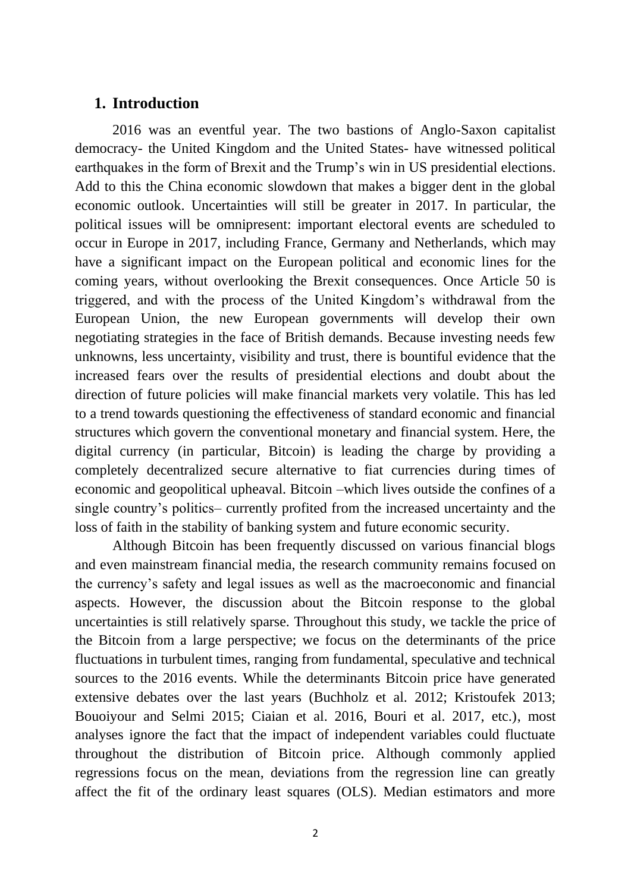## 1. Introduction

2016 was an eventful year. The two bastions of Anglo-Saxon capitalist democracy- the United Kingdom and the United States- have witnessed political earthquakes in the form of Brexit and the Trump's win in US presidential elections. Add to this the China economic slowdown that makes a bigger dent in the global economic outlook. Uncertainties will still be greater in 2017. In particular, the political issues will be omnipresent: important electoral events are scheduled to occur in Europe in 2017, including France, Germany and Netherlands, which may have a significant impact on the European political and economic lines for the coming years, without overlooking the Brexit consequences. Once Article 50 is triggered, and with the process of the United Kingdom's withdrawal from the European Union, the new European governments will develop their own negotiating strategies in the face of British demands. Because investing needs few unknowns, less uncertainty, visibility and trust, there is bountiful evidence that the increased fears over the results of presidential elections and doubt about the direction of future policies will make financial markets very volatile. This has led to a trend towards questioning the effectiveness of standard economic and financial structures which govern the conventional monetary and financial system. Here, the digital currency (in particular, Bitcoin) is leading the charge by providing a completely decentralized secure alternative to fiat currencies during times of economic and geopolitical upheaval. Bitcoin –which lives outside the confines of a single country's politics– currently profited from the increased uncertainty and the loss of faith in the stability of banking system and future economic security.

Although Bitcoin has been frequently discussed on various financial blogs and even mainstream financial media, the research community remains focused on the currency's safety and legal issues as well as the macroeconomic and financial aspects. However, the discussion about the Bitcoin response to the global uncertainties is still relatively sparse. Throughout this study, we tackle the price of the Bitcoin from a large perspective; we focus on the determinants of the price fluctuations in turbulent times, ranging from fundamental, speculative and technical sources to the 2016 events. While the determinants Bitcoin price have generated extensive debates over the last years (Buchholz et al. 2012; Kristoufek 2013; Bouoiyour and Selmi 2015; Ciaian et al. 2016, Bouri et al. 2017, etc.), most analyses ignore the fact that the impact of independent variables could fluctuate throughout the distribution of Bitcoin price. Although commonly applied regressions focus on the mean, deviations from the regression line can greatly affect the fit of the ordinary least squares (OLS). Median estimators and more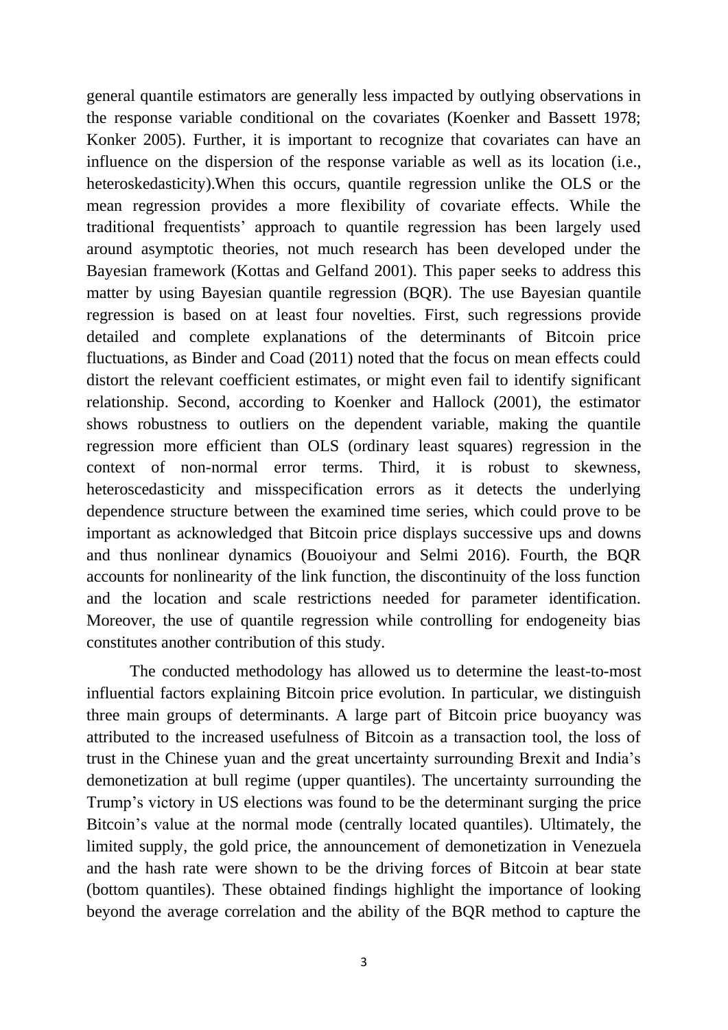general quantile estimators are generally less impacted by outlying observations in the response variable conditional on the covariates (Koenker and Bassett 1978; Konker 2005). Further, it is important to recognize that covariates can have an influence on the dispersion of the response variable as well as its location (i.e., heteroskedasticity).When this occurs, quantile regression unlike the OLS or the mean regression provides a more flexibility of covariate effects. While the traditional frequentists' approach to quantile regression has been largely used around asymptotic theories, not much research has been developed under the Bayesian framework (Kottas and Gelfand 2001). This paper seeks to address this matter by using Bayesian quantile regression (BQR). The use Bayesian quantile regression is based on at least four novelties. First, such regressions provide detailed and complete explanations of the determinants of Bitcoin price fluctuations, as Binder and Coad (2011) noted that the focus on mean effects could distort the relevant coefficient estimates, or might even fail to identify significant relationship. Second, according to Koenker and Hallock (2001), the estimator shows robustness to outliers on the dependent variable, making the quantile regression more efficient than OLS (ordinary least squares) regression in the context of non-normal error terms. Third, it is robust to skewness, heteroscedasticity and misspecification errors as it detects the underlying dependence structure between the examined time series, which could prove to be important as acknowledged that Bitcoin price displays successive ups and downs and thus nonlinear dynamics (Bouoiyour and Selmi 2016). Fourth, the BQR accounts for nonlinearity of the link function, the discontinuity of the loss function and the location and scale restrictions needed for parameter identification. Moreover, the use of quantile regression while controlling for endogeneity bias constitutes another contribution of this study.

The conducted methodology has allowed us to determine the least-to-most influential factors explaining Bitcoin price evolution. In particular, we distinguish three main groups of determinants. A large part of Bitcoin price buoyancy was attributed to the increased usefulness of Bitcoin as a transaction tool, the loss of trust in the Chinese yuan and the great uncertainty surrounding Brexit and India's demonetization at bull regime (upper quantiles). The uncertainty surrounding the Trump's victory in US elections was found to be the determinant surging the price Bitcoin's value at the normal mode (centrally located quantiles). Ultimately, the limited supply, the gold price, the announcement of demonetization in Venezuela and the hash rate were shown to be the driving forces of Bitcoin at bear state (bottom quantiles). These obtained findings highlight the importance of looking beyond the average correlation and the ability of the BQR method to capture the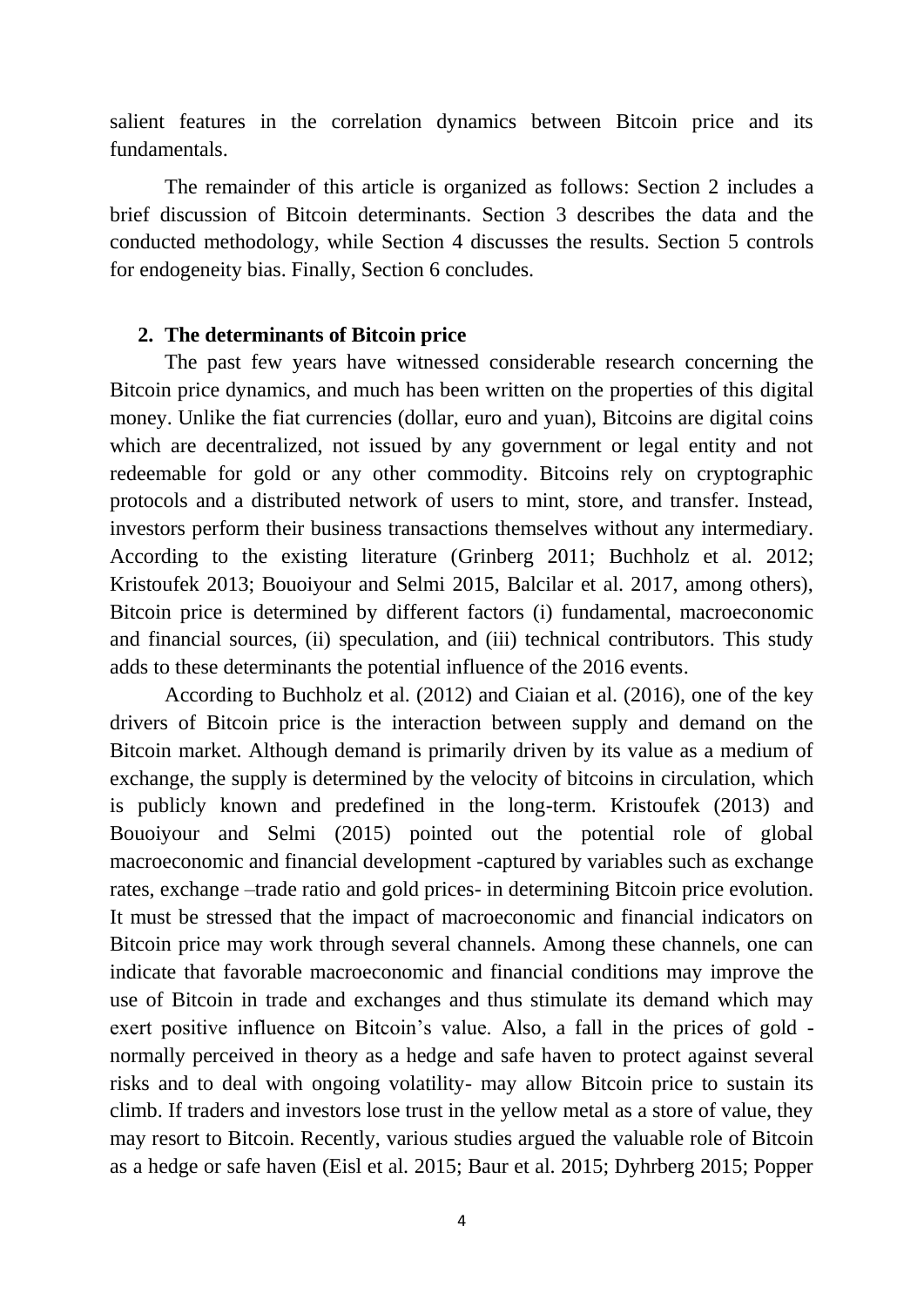salient features in the correlation dynamics between Bitcoin price and its fundamentals.

The remainder of this article is organized as follows: Section 2 includes a brief discussion of Bitcoin determinants. Section 3 describes the data and the conducted methodology, while Section 4 discusses the results. Section 5 controls for endogeneity bias. Finally, Section 6 concludes.

## 2. The determinants of Bitcoin price

The past few years have witnessed considerable research concerning the Bitcoin price dynamics, and much has been written on the properties of this digital money. Unlike the fiat currencies (dollar, euro and yuan), Bitcoins are digital coins which are decentralized, not issued by any government or legal entity and not redeemable for gold or any other commodity. Bitcoins rely on cryptographic protocols and a distributed network of users to mint, store, and transfer. Instead, investors perform their business transactions themselves without any intermediary. According to the existing literature (Grinberg 2011; Buchholz et al. 2012; Kristoufek 2013; Bouoiyour and Selmi 2015, Balcilar et al. 2017, among others), Bitcoin price is determined by different factors (i) fundamental, macroeconomic and financial sources, (ii) speculation, and (iii) technical contributors. This study adds to these determinants the potential influence of the 2016 events.

According to Buchholz et al. (2012) and Ciaian et al. (2016), one of the key drivers of Bitcoin price is the interaction between supply and demand on the Bitcoin market. Although demand is primarily driven by its value as a medium of exchange, the supply is determined by the velocity of bitcoins in circulation, which is publicly known and predefined in the long-term. Kristoufek (2013) and Bouoiyour and Selmi (2015) pointed out the potential role of global macroeconomic and financial development -captured by variables such as exchange rates, exchange –trade ratio and gold prices- in determining Bitcoin price evolution. It must be stressed that the impact of macroeconomic and financial indicators on Bitcoin price may work through several channels. Among these channels, one can indicate that favorable macroeconomic and financial conditions may improve the use of Bitcoin in trade and exchanges and thus stimulate its demand which may exert positive influence on Bitcoin's value. Also, a fall in the prices of gold - normally perceived in theory as a hedge and safe haven to protect against several risks and to deal with ongoing volatility- may allow Bitcoin price to sustain its climb. If traders and investors lose trust in the yellow metal as a store of value, they may resort to Bitcoin. Recently, various studies argued the valuable role of Bitcoin as a hedge or safe haven (Eisl et al. 2015; Baur et al. 2015; Dyhrberg 2015; Popper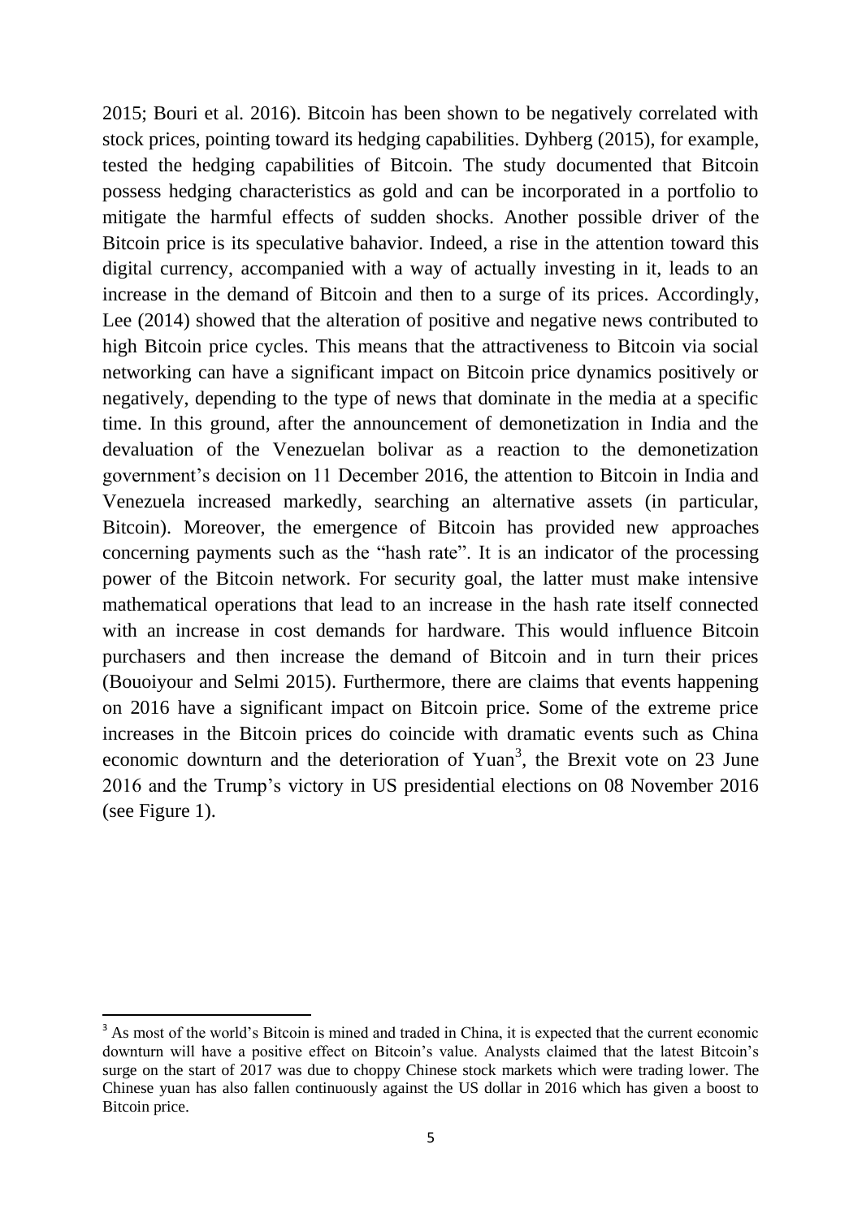2015; Bouri et al. 2016). Bitcoin has been shown to be negatively correlated with stock prices, pointing toward its hedging capabilities. Dyhberg (2015), for example, tested the hedging capabilities of Bitcoin. The study documented that Bitcoin possess hedging characteristics as gold and can be incorporated in a portfolio to mitigate the harmful effects of sudden shocks. Another possible driver of the Bitcoin price is its speculative bahavior. Indeed, a rise in the attention toward this digital currency, accompanied with a way of actually investing in it, leads to an increase in the demand of Bitcoin and then to a surge of its prices. Accordingly, Lee (2014) showed that the alteration of positive and negative news contributed to high Bitcoin price cycles. This means that the attractiveness to Bitcoin via social networking can have a significant impact on Bitcoin price dynamics positively or negatively, depending to the type of news that dominate in the media at a specific time. In this ground, after the announcement of demonetization in India and the devaluation of the Venezuelan bolivar as a reaction to the demonetization government's decision on 11 December 2016, the attention to Bitcoin in India and Venezuela increased markedly, searching an alternative assets (in particular, Bitcoin). Moreover, the emergence of Bitcoin has provided new approaches concerning payments such as the "hash rate". It is an indicator of the processing power of the Bitcoin network. For security goal, the latter must make intensive mathematical operations that lead to an increase in the hash rate itself connected with an increase in cost demands for hardware. This would influence Bitcoin purchasers and then increase the demand of Bitcoin and in turn their prices (Bouoiyour and Selmi 2015). Furthermore, there are claims that events happening on 2016 have a significant impact on Bitcoin price. Some of the extreme price increases in the Bitcoin prices do coincide with dramatic events such as China economic downturn and the deterioration of Yuan[3], the Brexit vote on 23 June 2016 and the Trump's victory in US presidential elections on 08 November 2016 (see Figure 1).

[3] As most of the world's Bitcoin is mined and traded in China, it is expected that the current economic downturn will have a positive effect on Bitcoin's value. Analysts claimed that the latest Bitcoin's surge on the start of 2017 was due to choppy Chinese stock markets which were trading lower. The Chinese yuan has also fallen continuously against the US dollar in 2016 which has given a boost to Bitcoin price.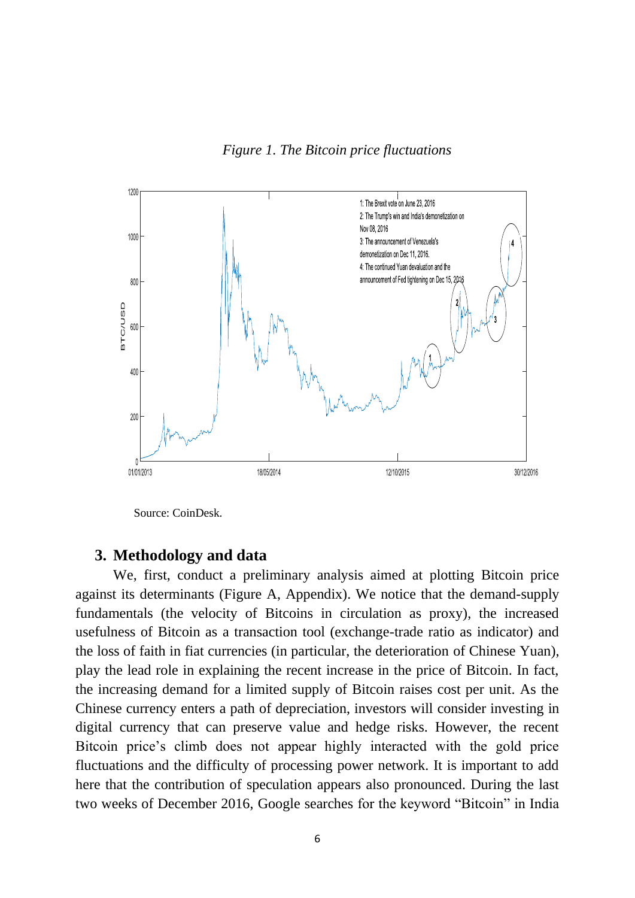*Figure 1. The Bitcoin price fluctuations*

Source: CoinDesk.

## 3. Methodology and data

We, first, conduct a preliminary analysis aimed at plotting Bitcoin price against its determinants (Figure A, Appendix). We notice that the demand-supply fundamentals (the velocity of Bitcoins in circulation as proxy), the increased usefulness of Bitcoin as a transaction tool (exchange-trade ratio as indicator) and the loss of faith in fiat currencies (in particular, the deterioration of Chinese Yuan), play the lead role in explaining the recent increase in the price of Bitcoin. In fact, the increasing demand for a limited supply of Bitcoin raises cost per unit. As the Chinese currency enters a path of depreciation, investors will consider investing in digital currency that can preserve value and hedge risks. However, the recent Bitcoin price's climb does not appear highly interacted with the gold price fluctuations and the difficulty of processing power network. It is important to add here that the contribution of speculation appears also pronounced. During the last two weeks of December 2016, Google searches for the keyword "Bitcoin" in India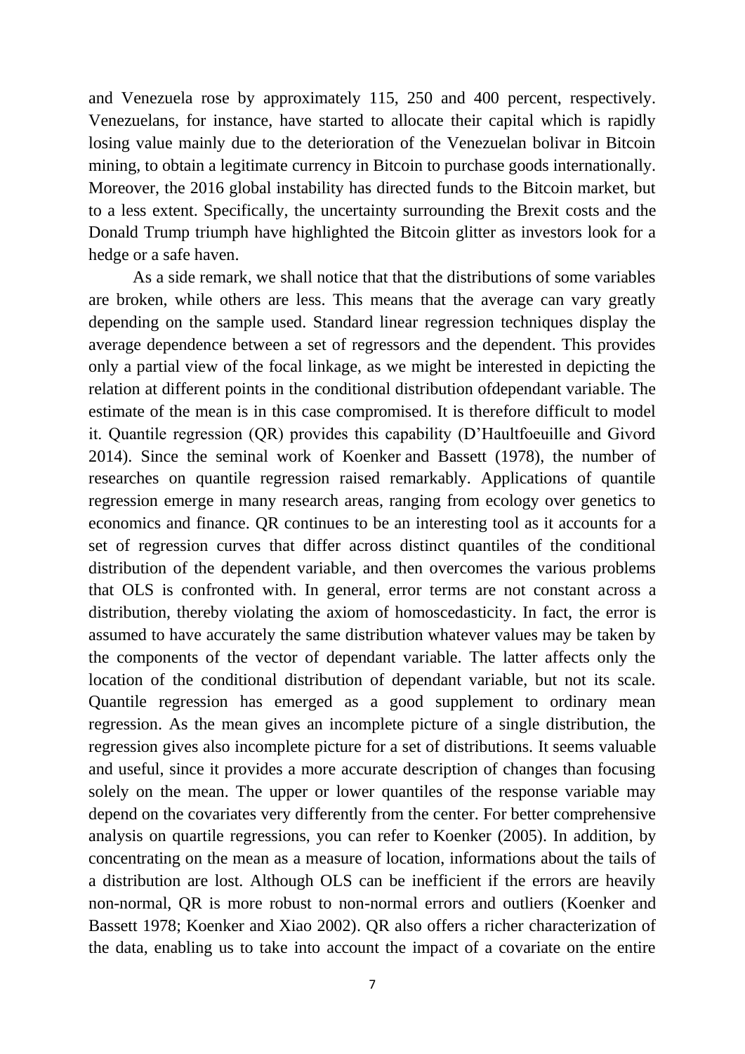and Venezuela rose by approximately 115, 250 and 400 percent, respectively. Venezuelans, for instance, have started to allocate their capital which is rapidly losing value mainly due to the deterioration of the Venezuelan bolivar in Bitcoin mining, to obtain a legitimate currency in Bitcoin to purchase goods internationally. Moreover, the 2016 global instability has directed funds to the Bitcoin market, but to a less extent. Specifically, the uncertainty surrounding the Brexit costs and the Donald Trump triumph have highlighted the Bitcoin glitter as investors look for a hedge or a safe haven.

As a side remark, we shall notice that that the distributions of some variables are broken, while others are less. This means that the average can vary greatly depending on the sample used. Standard linear regression techniques display the average dependence between a set of regressors and the dependent. This provides only a partial view of the focal linkage, as we might be interested in depicting the relation at different points in the conditional distribution ofdependant variable. The estimate of the mean is in this case compromised. It is therefore difficult to model it. Quantile regression (QR) provides this capability (D'Haultfoeuille and Givord 2014). Since the seminal work of Koenker and Bassett (1978), the number of researches on quantile regression raised remarkably. Applications of quantile regression emerge in many research areas, ranging from ecology over genetics to economics and finance. QR continues to be an interesting tool as it accounts for a set of regression curves that differ across distinct quantiles of the conditional distribution of the dependent variable, and then overcomes the various problems that OLS is confronted with. In general, error terms are not constant across a distribution, thereby violating the axiom of homoscedasticity. In fact, the error is assumed to have accurately the same distribution whatever values may be taken by the components of the vector of dependant variable. The latter affects only the location of the conditional distribution of dependant variable, but not its scale. Quantile regression has emerged as a good supplement to ordinary mean regression. As the mean gives an incomplete picture of a single distribution, the regression gives also incomplete picture for a set of distributions. It seems valuable and useful, since it provides a more accurate description of changes than focusing solely on the mean. The upper or lower quantiles of the response variable may depend on the covariates very differently from the center. For better comprehensive analysis on quartile regressions, you can refer to Koenker (2005). In addition, by concentrating on the mean as a measure of location, informations about the tails of a distribution are lost. Although OLS can be inefficient if the errors are heavily non-normal, QR is more robust to non-normal errors and outliers (Koenker and Bassett 1978; Koenker and Xiao 2002). QR also offers a richer characterization of the data, enabling us to take into account the impact of a covariate on the entire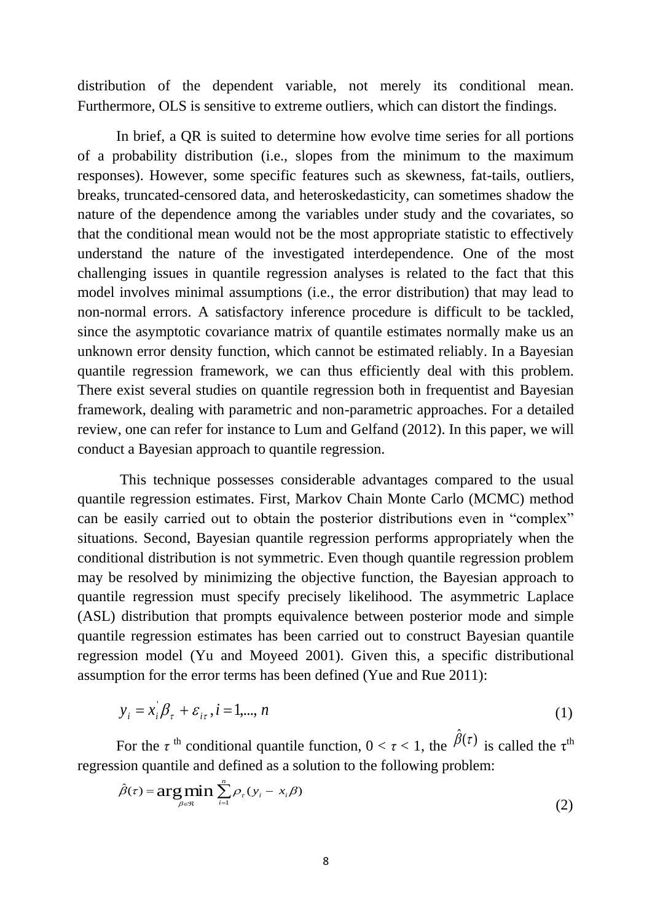distribution of the dependent variable, not merely its conditional mean. Furthermore, OLS is sensitive to extreme outliers, which can distort the findings.

In brief, a QR is suited to determine how evolve time series for all portions of a probability distribution (i.e., slopes from the minimum to the maximum responses). However, some specific features such as skewness, fat-tails, outliers, breaks, truncated-censored data, and heteroskedasticity, can sometimes shadow the nature of the dependence among the variables under study and the covariates, so that the conditional mean would not be the most appropriate statistic to effectively understand the nature of the investigated interdependence. One of the most challenging issues in quantile regression analyses is related to the fact that this model involves minimal assumptions (i.e., the error distribution) that may lead to non-normal errors. A satisfactory inference procedure is difficult to be tackled, since the asymptotic covariance matrix of quantile estimates normally make us an unknown error density function, which cannot be estimated reliably. In a Bayesian quantile regression framework, we can thus efficiently deal with this problem. There exist several studies on quantile regression both in frequentist and Bayesian framework, dealing with parametric and non-parametric approaches. For a detailed review, one can refer for instance to Lum and Gelfand (2012). In this paper, we will conduct a Bayesian approach to quantile regression.

This technique possesses considerable advantages compared to the usual quantile regression estimates. First, Markov Chain Monte Carlo (MCMC) method can be easily carried out to obtain the posterior distributions even in "complex" situations. Second, Bayesian quantile regression performs appropriately when the conditional distribution is not symmetric. Even though quantile regression problem may be resolved by minimizing the objective function, the Bayesian approach to quantile regression must specify precisely likelihood. The asymmetric Laplace (ASL) distribution that prompts equivalence between posterior mode and simple quantile regression estimates has been carried out to construct Bayesian quantile regression model (Yu and Moyeed 2001). Given this, a specific distributional assumption for the error terms has been defined (Yue and Rue 2011):

$$y_i = x_i^{'}\beta_\tau + \varepsilon_{i\tau}, i = 1,..., n \tag{1}$$

For the $\tau$ th conditional quantile function, $0 < \tau < 1$, the $\hat{\beta}(\tau)$ is called the $\tau^{th}$ regression quantile and defined as a solution to the following problem:

$$\hat{\beta}(\tau) = \underset{\beta \in \Re}{\arg\min} \sum_{i=1}^{n} \rho_\tau (y_i - x_i \beta) \tag{2}$$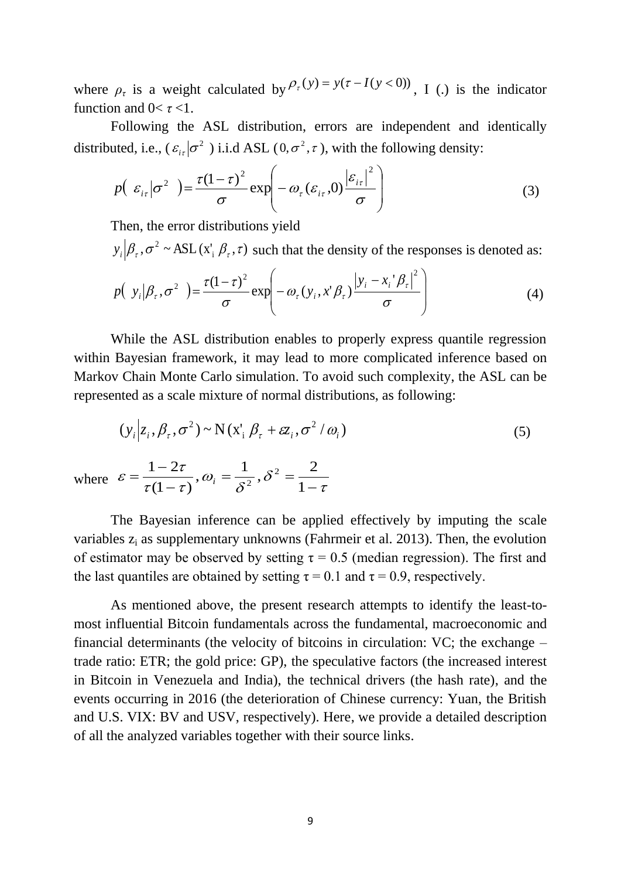where $\rho_\tau$ is a weight calculated by $\rho_\tau(y) = y(\tau - I(y < 0))$, I (.) is the indicator function and $0 < \tau < 1$.

Following the ASL distribution, errors are independent and identically distributed, i.e., ($\varepsilon_{i\tau} | \sigma^2$ ) i.i.d ASL ($0, \sigma^2, \tau$), with the following density:

$$p(\ \varepsilon_{i\tau} | \sigma^2\ ) = \frac{\tau(1-\tau)^2}{\sigma} \exp\left( -\omega_\tau(\varepsilon_{i\tau}, 0) \frac{|\varepsilon_{i\tau}|^2}{\sigma} \right) \tag{3}$$

Then, the error distributions yield

$y_i | \beta_\tau, \sigma^2 \sim \text{ASL}(\text{x}'_\text{i}\ \beta_\tau, \tau)$ such that the density of the responses is denoted as:

$$p(\ y_i | \beta_\tau, \sigma^2\ ) = \frac{\tau(1-\tau)^2}{\sigma} \exp\left( -\omega_\tau(y_i, x'\beta_\tau) \frac{|y_i - x_i'\beta_\tau|^2}{\sigma} \right) \tag{4}$$

While the ASL distribution enables to properly express quantile regression within Bayesian framework, it may lead to more complicated inference based on Markov Chain Monte Carlo simulation. To avoid such complexity, the ASL can be represented as a scale mixture of normal distributions, as following:

$$(y_i | z_i, \beta_\tau, \sigma^2) \sim \text{N}(\text{x}'_\text{i}\ \beta_\tau + \varepsilon z_i, \sigma^2 / \omega_i) \tag{5}$$

where $\varepsilon = \dfrac{1-2\tau}{\tau(1-\tau)}, \omega_i = \dfrac{1}{\delta^2}, \delta^2 = \dfrac{2}{1-\tau}$

The Bayesian inference can be applied effectively by imputing the scale variables $z_i$ as supplementary unknowns (Fahrmeir et al. 2013). Then, the evolution of estimator may be observed by setting $\tau = 0.5$ (median regression). The first and the last quantiles are obtained by setting $\tau = 0.1$ and $\tau = 0.9$, respectively.

As mentioned above, the present research attempts to identify the least-to-most influential Bitcoin fundamentals across the fundamental, macroeconomic and financial determinants (the velocity of bitcoins in circulation: VC; the exchange – trade ratio: ETR; the gold price: GP), the speculative factors (the increased interest in Bitcoin in Venezuela and India), the technical drivers (the hash rate), and the events occurring in 2016 (the deterioration of Chinese currency: Yuan, the British and U.S. VIX: BV and USV, respectively). Here, we provide a detailed description of all the analyzed variables together with their source links.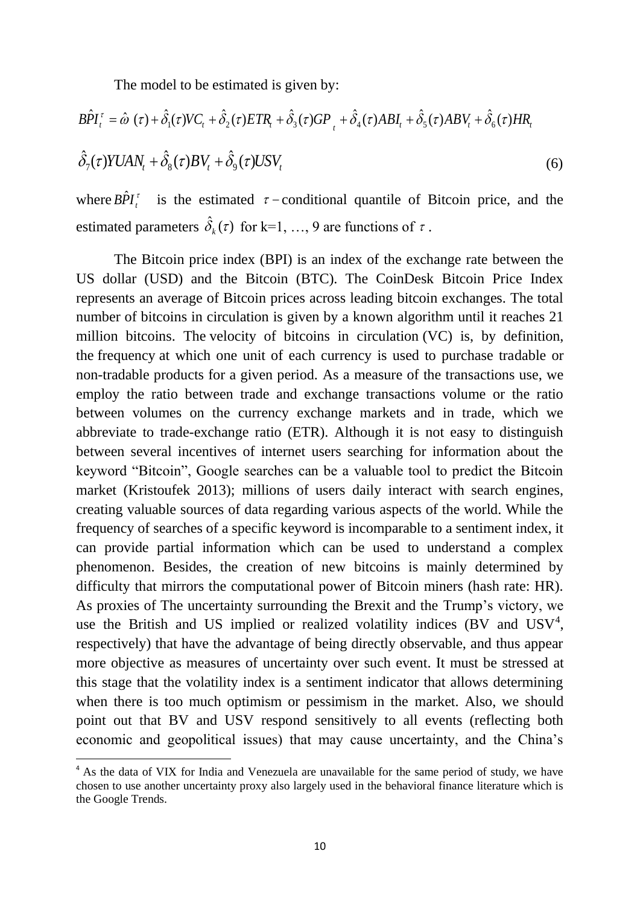The model to be estimated is given by:

$$B\hat{P}I_t^{\tau} = \hat{\omega}\ (\tau) + \hat{\delta}_1(\tau)VC_t + \hat{\delta}_2(\tau)ETR_t + \hat{\delta}_3(\tau)GP_{\ t} + \hat{\delta}_4(\tau)ABI_t + \hat{\delta}_5(\tau)ABV_t + \hat{\delta}_6(\tau)HR_t$$

$$\hat{\delta}_7(\tau)YUAN_t + \hat{\delta}_8(\tau)BV_t + \hat{\delta}_9(\tau)USV_t \tag{6}$$

where $B\hat{P}I_t^{\tau}$ is the estimated $\tau-$conditional quantile of Bitcoin price, and the estimated parameters $\hat{\delta}_k(\tau)$ for k=1, …, 9 are functions of $\tau$.

The Bitcoin price index (BPI) is an index of the exchange rate between the US dollar (USD) and the Bitcoin (BTC). The CoinDesk Bitcoin Price Index represents an average of Bitcoin prices across leading bitcoin exchanges. The total number of bitcoins in circulation is given by a known algorithm until it reaches 21 million bitcoins. The velocity of bitcoins in circulation (VC) is, by definition, the frequency at which one unit of each currency is used to purchase tradable or non-tradable products for a given period. As a measure of the transactions use, we employ the ratio between trade and exchange transactions volume or the ratio between volumes on the currency exchange markets and in trade, which we abbreviate to trade-exchange ratio (ETR). Although it is not easy to distinguish between several incentives of internet users searching for information about the keyword "Bitcoin", Google searches can be a valuable tool to predict the Bitcoin market (Kristoufek 2013); millions of users daily interact with search engines, creating valuable sources of data regarding various aspects of the world. While the frequency of searches of a specific keyword is incomparable to a sentiment index, it can provide partial information which can be used to understand a complex phenomenon. Besides, the creation of new bitcoins is mainly determined by difficulty that mirrors the computational power of Bitcoin miners (hash rate: HR). As proxies of The uncertainty surrounding the Brexit and the Trump's victory, we use the British and US implied or realized volatility indices (BV and USV[4], respectively) that have the advantage of being directly observable, and thus appear more objective as measures of uncertainty over such event. It must be stressed at this stage that the volatility index is a sentiment indicator that allows determining when there is too much optimism or pessimism in the market. Also, we should point out that BV and USV respond sensitively to all events (reflecting both economic and geopolitical issues) that may cause uncertainty, and the China's

[4] As the data of VIX for India and Venezuela are unavailable for the same period of study, we have chosen to use another uncertainty proxy also largely used in the behavioral finance literature which is the Google Trends.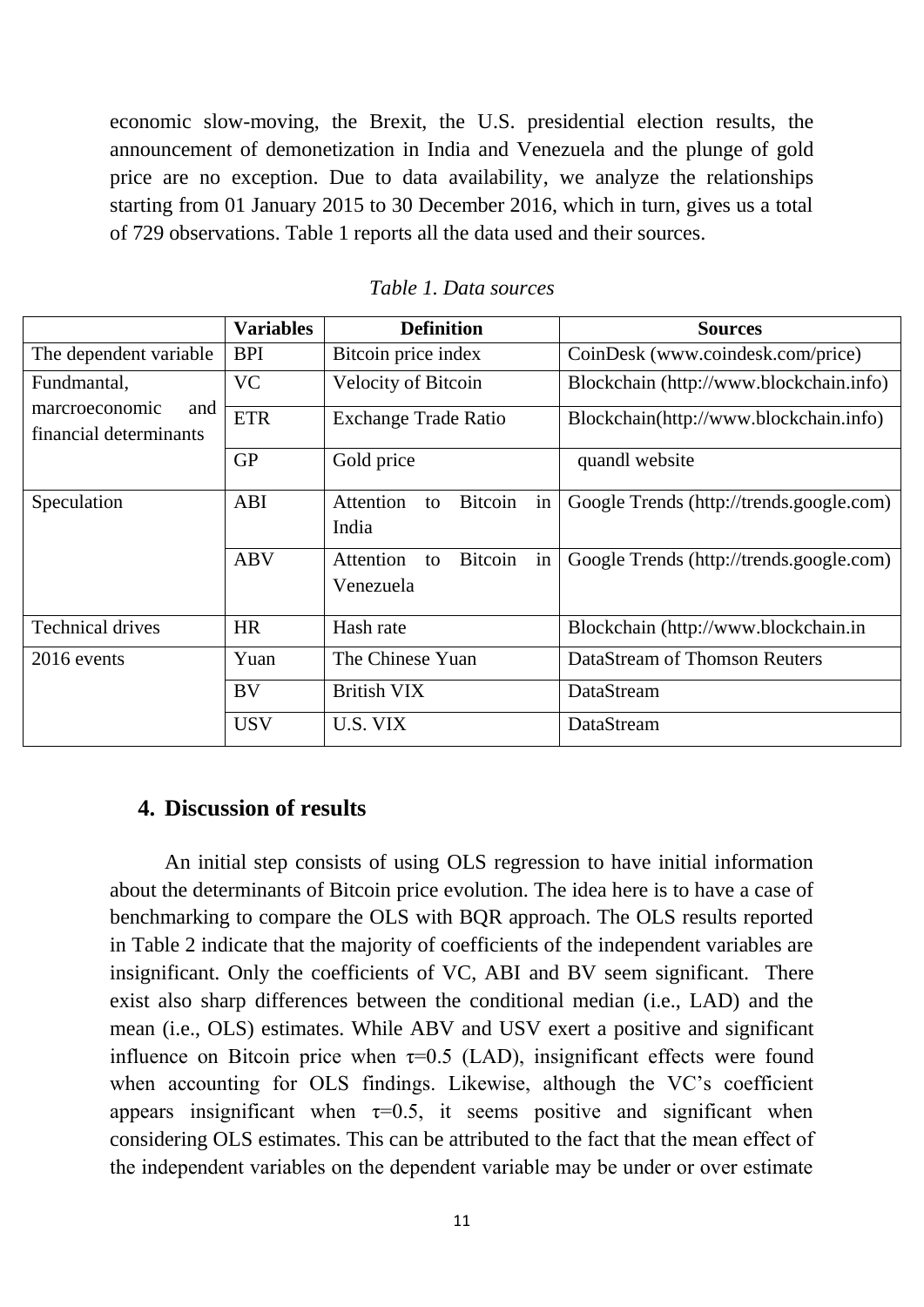economic slow-moving, the Brexit, the U.S. presidential election results, the announcement of demonetization in India and Venezuela and the plunge of gold price are no exception. Due to data availability, we analyze the relationships starting from 01 January 2015 to 30 December 2016, which in turn, gives us a total of 729 observations. Table 1 reports all the data used and their sources.

*Table 1. Data sources*

| | **Variables** | **Definition** | **Sources** |
|---|---|---|---|
| The dependent variable | BPI | Bitcoin price index | CoinDesk (www.coindesk.com/price) |
| Fundmantal, marcroeconomic and financial determinants | VC | Velocity of Bitcoin | Blockchain (http://www.blockchain.info) |
| | ETR | Exchange Trade Ratio | Blockchain(http://www.blockchain.info) |
| | GP | Gold price | quandl website |
| Speculation | ABI | Attention to Bitcoin in India | Google Trends (http://trends.google.com) |
| | ABV | Attention to Bitcoin in Venezuela | Google Trends (http://trends.google.com) |
| Technical drives | HR | Hash rate | Blockchain (http://www.blockchain.in |
| 2016 events | Yuan | The Chinese Yuan | DataStream of Thomson Reuters |
| | BV | British VIX | DataStream |
| | USV | U.S. VIX | DataStream |

## 4. Discussion of results

An initial step consists of using OLS regression to have initial information about the determinants of Bitcoin price evolution. The idea here is to have a case of benchmarking to compare the OLS with BQR approach. The OLS results reported in Table 2 indicate that the majority of coefficients of the independent variables are insignificant. Only the coefficients of VC, ABI and BV seem significant. There exist also sharp differences between the conditional median (i.e., LAD) and the mean (i.e., OLS) estimates. While ABV and USV exert a positive and significant influence on Bitcoin price when $\tau$=0.5 (LAD), insignificant effects were found when accounting for OLS findings. Likewise, although the VC's coefficient appears insignificant when $\tau$=0.5, it seems positive and significant when considering OLS estimates. This can be attributed to the fact that the mean effect of the independent variables on the dependent variable may be under or over estimate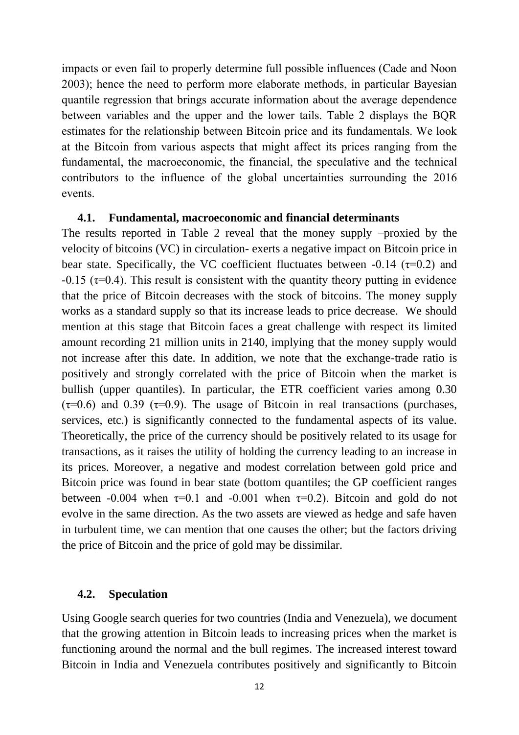impacts or even fail to properly determine full possible influences (Cade and Noon 2003); hence the need to perform more elaborate methods, in particular Bayesian quantile regression that brings accurate information about the average dependence between variables and the upper and the lower tails. Table 2 displays the BQR estimates for the relationship between Bitcoin price and its fundamentals. We look at the Bitcoin from various aspects that might affect its prices ranging from the fundamental, the macroeconomic, the financial, the speculative and the technical contributors to the influence of the global uncertainties surrounding the 2016 events.

### 4.1. Fundamental, macroeconomic and financial determinants

The results reported in Table 2 reveal that the money supply –proxied by the velocity of bitcoins (VC) in circulation- exerts a negative impact on Bitcoin price in bear state. Specifically, the VC coefficient fluctuates between -0.14 ($\tau$=0.2) and -0.15 ($\tau$=0.4). This result is consistent with the quantity theory putting in evidence that the price of Bitcoin decreases with the stock of bitcoins. The money supply works as a standard supply so that its increase leads to price decrease. We should mention at this stage that Bitcoin faces a great challenge with respect its limited amount recording 21 million units in 2140, implying that the money supply would not increase after this date. In addition, we note that the exchange-trade ratio is positively and strongly correlated with the price of Bitcoin when the market is bullish (upper quantiles). In particular, the ETR coefficient varies among 0.30 ($\tau$=0.6) and 0.39 ($\tau$=0.9). The usage of Bitcoin in real transactions (purchases, services, etc.) is significantly connected to the fundamental aspects of its value. Theoretically, the price of the currency should be positively related to its usage for transactions, as it raises the utility of holding the currency leading to an increase in its prices. Moreover, a negative and modest correlation between gold price and Bitcoin price was found in bear state (bottom quantiles; the GP coefficient ranges between -0.004 when $\tau$=0.1 and -0.001 when $\tau$=0.2). Bitcoin and gold do not evolve in the same direction. As the two assets are viewed as hedge and safe haven in turbulent time, we can mention that one causes the other; but the factors driving the price of Bitcoin and the price of gold may be dissimilar.

### 4.2. Speculation

Using Google search queries for two countries (India and Venezuela), we document that the growing attention in Bitcoin leads to increasing prices when the market is functioning around the normal and the bull regimes. The increased interest toward Bitcoin in India and Venezuela contributes positively and significantly to Bitcoin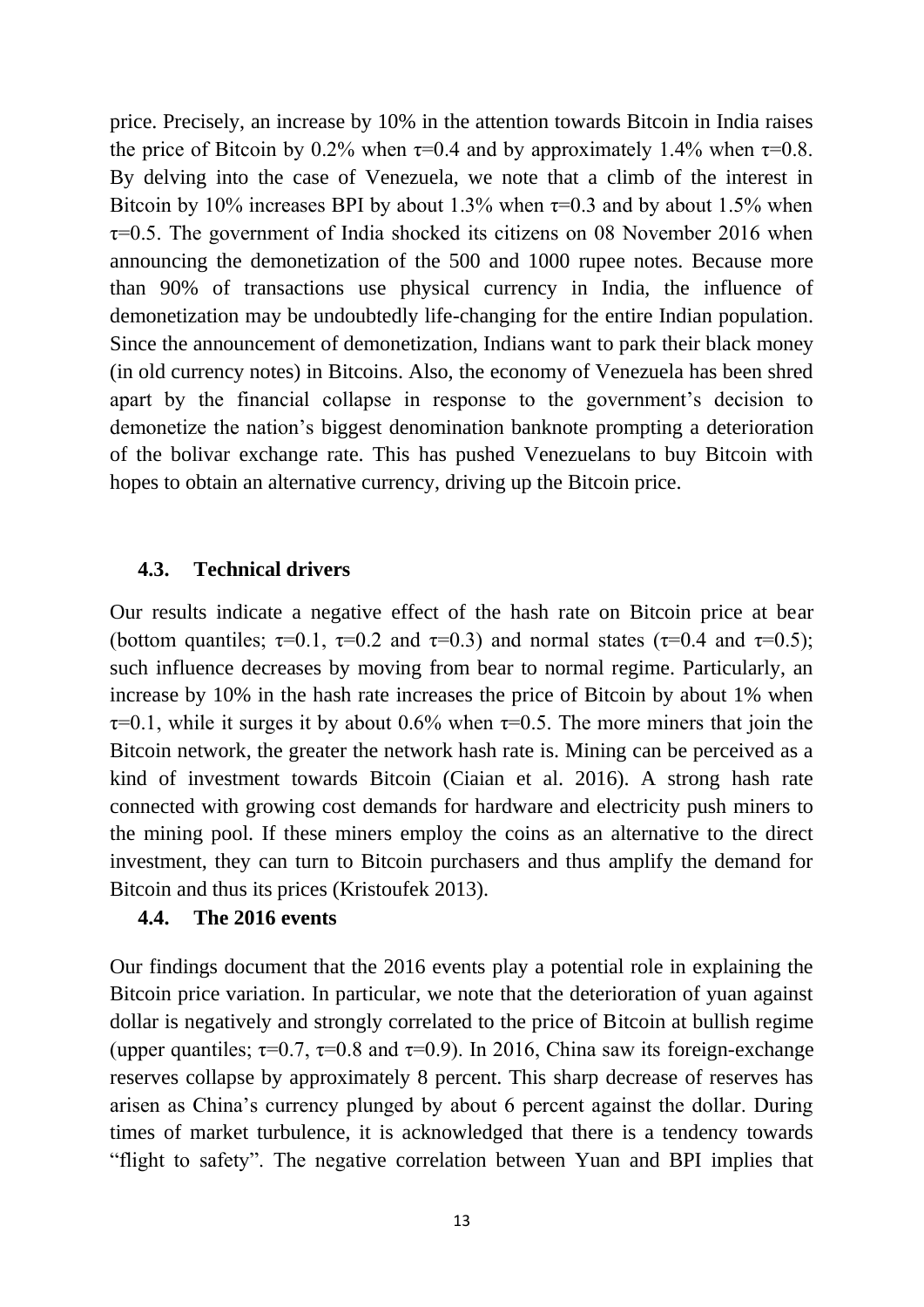price. Precisely, an increase by 10% in the attention towards Bitcoin in India raises the price of Bitcoin by 0.2% when $\tau$=0.4 and by approximately 1.4% when $\tau$=0.8. By delving into the case of Venezuela, we note that a climb of the interest in Bitcoin by 10% increases BPI by about 1.3% when $\tau$=0.3 and by about 1.5% when $\tau$=0.5. The government of India shocked its citizens on 08 November 2016 when announcing the demonetization of the 500 and 1000 rupee notes. Because more than 90% of transactions use physical currency in India, the influence of demonetization may be undoubtedly life-changing for the entire Indian population. Since the announcement of demonetization, Indians want to park their black money (in old currency notes) in Bitcoins. Also, the economy of Venezuela has been shred apart by the financial collapse in response to the government's decision to demonetize the nation's biggest denomination banknote prompting a deterioration of the bolivar exchange rate. This has pushed Venezuelans to buy Bitcoin with hopes to obtain an alternative currency, driving up the Bitcoin price.

### 4.3. Technical drivers

Our results indicate a negative effect of the hash rate on Bitcoin price at bear (bottom quantiles; $\tau$=0.1, $\tau$=0.2 and $\tau$=0.3) and normal states ($\tau$=0.4 and $\tau$=0.5); such influence decreases by moving from bear to normal regime. Particularly, an increase by 10% in the hash rate increases the price of Bitcoin by about 1% when $\tau$=0.1, while it surges it by about 0.6% when $\tau$=0.5. The more miners that join the Bitcoin network, the greater the network hash rate is. Mining can be perceived as a kind of investment towards Bitcoin (Ciaian et al. 2016). A strong hash rate connected with growing cost demands for hardware and electricity push miners to the mining pool. If these miners employ the coins as an alternative to the direct investment, they can turn to Bitcoin purchasers and thus amplify the demand for Bitcoin and thus its prices (Kristoufek 2013).

### 4.4. The 2016 events

Our findings document that the 2016 events play a potential role in explaining the Bitcoin price variation. In particular, we note that the deterioration of yuan against dollar is negatively and strongly correlated to the price of Bitcoin at bullish regime (upper quantiles; $\tau$=0.7, $\tau$=0.8 and $\tau$=0.9). In 2016, China saw its foreign-exchange reserves collapse by approximately 8 percent. This sharp decrease of reserves has arisen as China's currency plunged by about 6 percent against the dollar. During times of market turbulence, it is acknowledged that there is a tendency towards "flight to safety". The negative correlation between Yuan and BPI implies that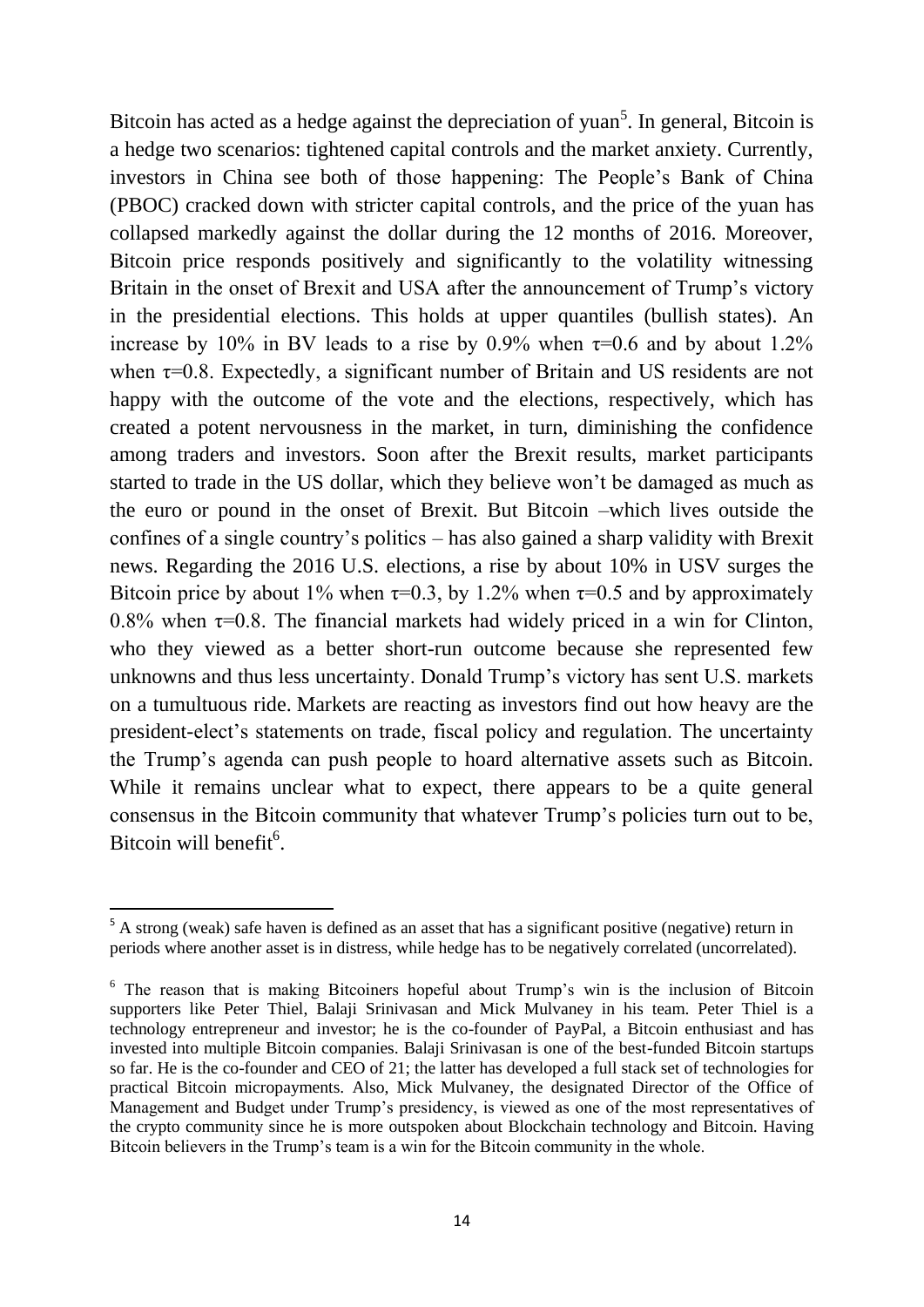Bitcoin has acted as a hedge against the depreciation of yuan[5]. In general, Bitcoin is a hedge two scenarios: tightened capital controls and the market anxiety. Currently, investors in China see both of those happening: The People's Bank of China (PBOC) cracked down with stricter capital controls, and the price of the yuan has collapsed markedly against the dollar during the 12 months of 2016. Moreover, Bitcoin price responds positively and significantly to the volatility witnessing Britain in the onset of Brexit and USA after the announcement of Trump's victory in the presidential elections. This holds at upper quantiles (bullish states). An increase by 10% in BV leads to a rise by 0.9% when $\tau$=0.6 and by about 1.2% when $\tau$=0.8. Expectedly, a significant number of Britain and US residents are not happy with the outcome of the vote and the elections, respectively, which has created a potent nervousness in the market, in turn, diminishing the confidence among traders and investors. Soon after the Brexit results, market participants started to trade in the US dollar, which they believe won't be damaged as much as the euro or pound in the onset of Brexit. But Bitcoin –which lives outside the confines of a single country's politics – has also gained a sharp validity with Brexit news. Regarding the 2016 U.S. elections, a rise by about 10% in USV surges the Bitcoin price by about 1% when $\tau$=0.3, by 1.2% when $\tau$=0.5 and by approximately 0.8% when $\tau$=0.8. The financial markets had widely priced in a win for Clinton, who they viewed as a better short-run outcome because she represented few unknowns and thus less uncertainty. Donald Trump's victory has sent U.S. markets on a tumultuous ride. Markets are reacting as investors find out how heavy are the president-elect's statements on trade, fiscal policy and regulation. The uncertainty the Trump's agenda can push people to hoard alternative assets such as Bitcoin. While it remains unclear what to expect, there appears to be a quite general consensus in the Bitcoin community that whatever Trump's policies turn out to be, Bitcoin will benefit[6].

---

[5] A strong (weak) safe haven is defined as an asset that has a significant positive (negative) return in periods where another asset is in distress, while hedge has to be negatively correlated (uncorrelated).

[6] The reason that is making Bitcoiners hopeful about Trump's win is the inclusion of Bitcoin supporters like Peter Thiel, Balaji Srinivasan and Mick Mulvaney in his team. Peter Thiel is a technology entrepreneur and investor; he is the co-founder of PayPal, a Bitcoin enthusiast and has invested into multiple Bitcoin companies. Balaji Srinivasan is one of the best-funded Bitcoin startups so far. He is the co-founder and CEO of 21; the latter has developed a full stack set of technologies for practical Bitcoin micropayments. Also, Mick Mulvaney, the designated Director of the Office of Management and Budget under Trump's presidency, is viewed as one of the most representatives of the crypto community since he is more outspoken about Blockchain technology and Bitcoin. Having Bitcoin believers in the Trump's team is a win for the Bitcoin community in the whole.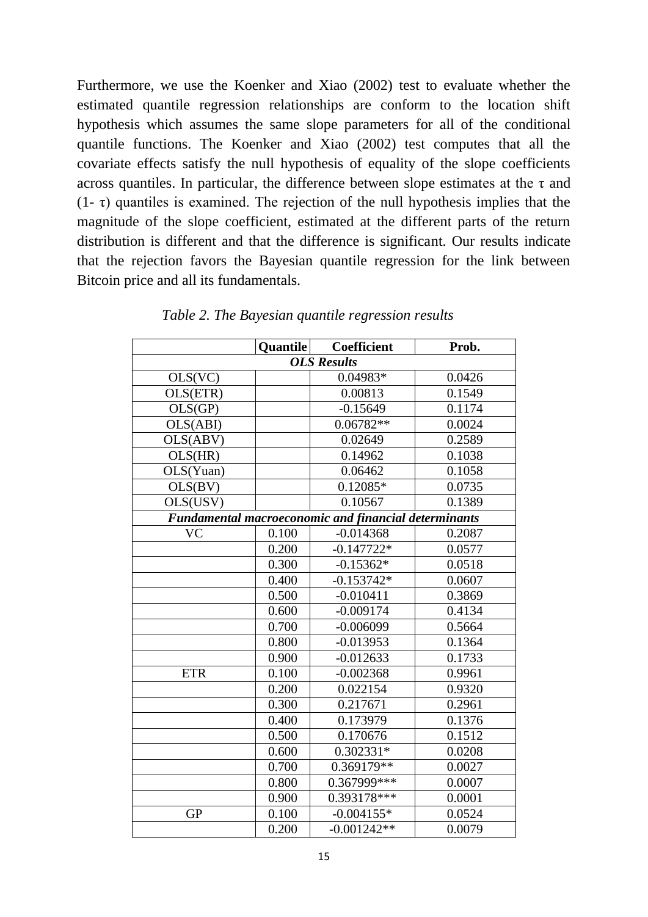Furthermore, we use the Koenker and Xiao (2002) test to evaluate whether the estimated quantile regression relationships are conform to the location shift hypothesis which assumes the same slope parameters for all of the conditional quantile functions. The Koenker and Xiao (2002) test computes that all the covariate effects satisfy the null hypothesis of equality of the slope coefficients across quantiles. In particular, the difference between slope estimates at the $\tau$ and (1- $\tau$) quantiles is examined. The rejection of the null hypothesis implies that the magnitude of the slope coefficient, estimated at the different parts of the return distribution is different and that the difference is significant. Our results indicate that the rejection favors the Bayesian quantile regression for the link between Bitcoin price and all its fundamentals.

*Table 2. The Bayesian quantile regression results*

| | **Quantile** | **Coefficient** | **Prob.** |
|---|---|---|---|
| ***OLS Results*** | | | |
| OLS(VC) | | 0.04983* | 0.0426 |
| OLS(ETR) | | 0.00813 | 0.1549 |
| OLS(GP) | | -0.15649 | 0.1174 |
| OLS(ABI) | | 0.06782** | 0.0024 |
| OLS(ABV) | | 0.02649 | 0.2589 |
| OLS(HR) | | 0.14962 | 0.1038 |
| OLS(Yuan) | | 0.06462 | 0.1058 |
| OLS(BV) | | 0.12085* | 0.0735 |
| OLS(USV) | | 0.10567 | 0.1389 |
| ***Fundamental macroeconomic and financial determinants*** | | | |
| VC | 0.100 | -0.014368 | 0.2087 |
| | 0.200 | -0.147722* | 0.0577 |
| | 0.300 | -0.15362* | 0.0518 |
| | 0.400 | -0.153742* | 0.0607 |
| | 0.500 | -0.010411 | 0.3869 |
| | 0.600 | -0.009174 | 0.4134 |
| | 0.700 | -0.006099 | 0.5664 |
| | 0.800 | -0.013953 | 0.1364 |
| | 0.900 | -0.012633 | 0.1733 |
| ETR | 0.100 | -0.002368 | 0.9961 |
| | 0.200 | 0.022154 | 0.9320 |
| | 0.300 | 0.217671 | 0.2961 |
| | 0.400 | 0.173979 | 0.1376 |
| | 0.500 | 0.170676 | 0.1512 |
| | 0.600 | 0.302331* | 0.0208 |
| | 0.700 | 0.369179** | 0.0027 |
| | 0.800 | 0.367999*** | 0.0007 |
| | 0.900 | 0.393178*** | 0.0001 |
| GP | 0.100 | -0.004155* | 0.0524 |
| | 0.200 | -0.001242** | 0.0079 |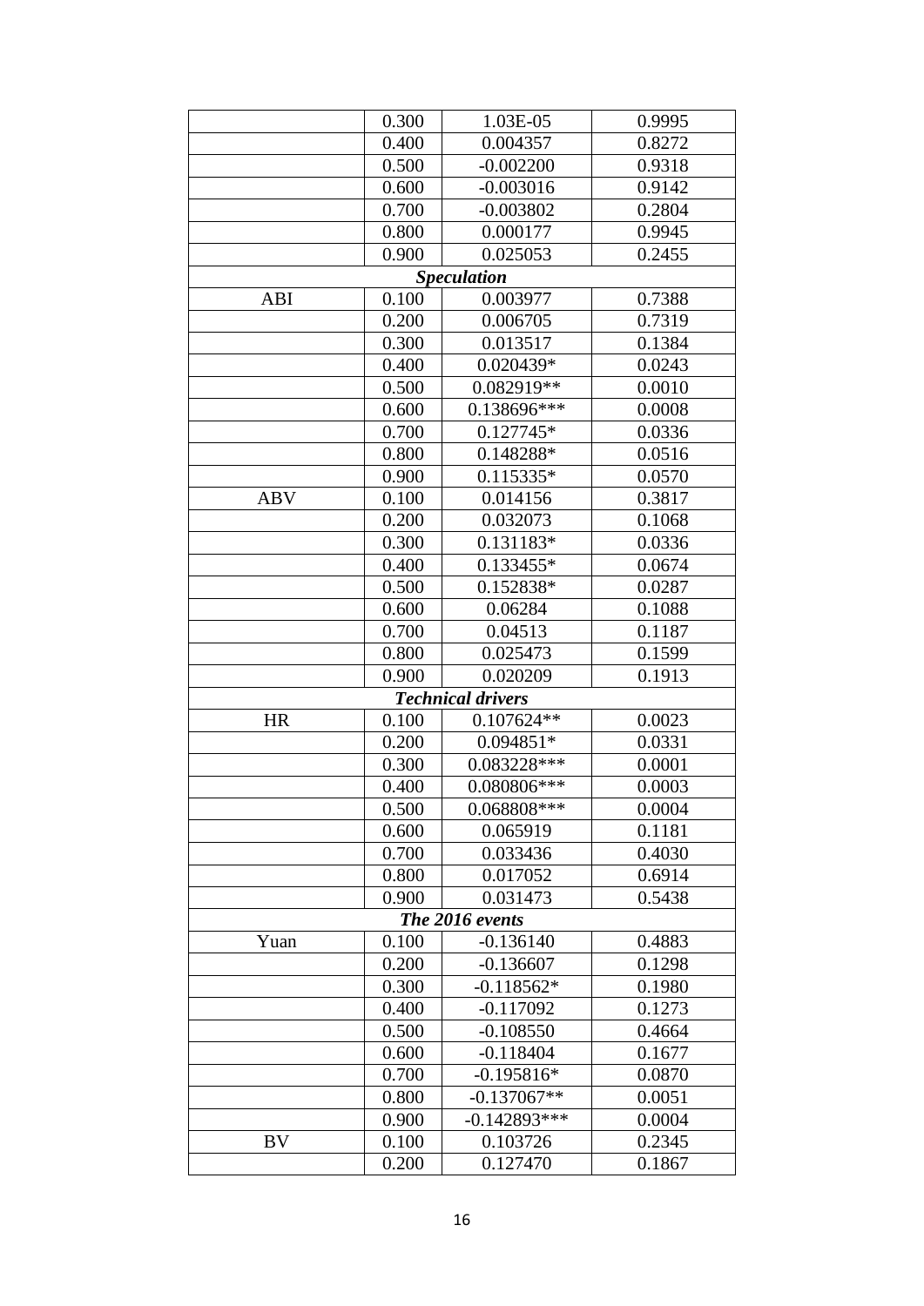| | | | |
|---|---|---|---|
| | 0.300 | 1.03E-05 | 0.9995 |
| | 0.400 | 0.004357 | 0.8272 |
| | 0.500 | -0.002200 | 0.9318 |
| | 0.600 | -0.003016 | 0.9142 |
| | 0.700 | -0.003802 | 0.2804 |
| | 0.800 | 0.000177 | 0.9945 |
| | 0.900 | 0.025053 | 0.2455 |
| | | ***Speculation*** | |
| ABI | 0.100 | 0.003977 | 0.7388 |
| | 0.200 | 0.006705 | 0.7319 |
| | 0.300 | 0.013517 | 0.1384 |
| | 0.400 | 0.020439* | 0.0243 |
| | 0.500 | 0.082919** | 0.0010 |
| | 0.600 | 0.138696*** | 0.0008 |
| | 0.700 | 0.127745* | 0.0336 |
| | 0.800 | 0.148288* | 0.0516 |
| | 0.900 | 0.115335* | 0.0570 |
| ABV | 0.100 | 0.014156 | 0.3817 |
| | 0.200 | 0.032073 | 0.1068 |
| | 0.300 | 0.131183* | 0.0336 |
| | 0.400 | 0.133455* | 0.0674 |
| | 0.500 | 0.152838* | 0.0287 |
| | 0.600 | 0.06284 | 0.1088 |
| | 0.700 | 0.04513 | 0.1187 |
| | 0.800 | 0.025473 | 0.1599 |
| | 0.900 | 0.020209 | 0.1913 |
| | | ***Technical drivers*** | |
| HR | 0.100 | 0.107624** | 0.0023 |
| | 0.200 | 0.094851* | 0.0331 |
| | 0.300 | 0.083228*** | 0.0001 |
| | 0.400 | 0.080806*** | 0.0003 |
| | 0.500 | 0.068808*** | 0.0004 |
| | 0.600 | 0.065919 | 0.1181 |
| | 0.700 | 0.033436 | 0.4030 |
| | 0.800 | 0.017052 | 0.6914 |
| | 0.900 | 0.031473 | 0.5438 |
| | | ***The 2016 events*** | |
| Yuan | 0.100 | -0.136140 | 0.4883 |
| | 0.200 | -0.136607 | 0.1298 |
| | 0.300 | -0.118562* | 0.1980 |
| | 0.400 | -0.117092 | 0.1273 |
| | 0.500 | -0.108550 | 0.4664 |
| | 0.600 | -0.118404 | 0.1677 |
| | 0.700 | -0.195816* | 0.0870 |
| | 0.800 | -0.137067** | 0.0051 |
| | 0.900 | -0.142893*** | 0.0004 |
| BV | 0.100 | 0.103726 | 0.2345 |
| | 0.200 | 0.127470 | 0.1867 |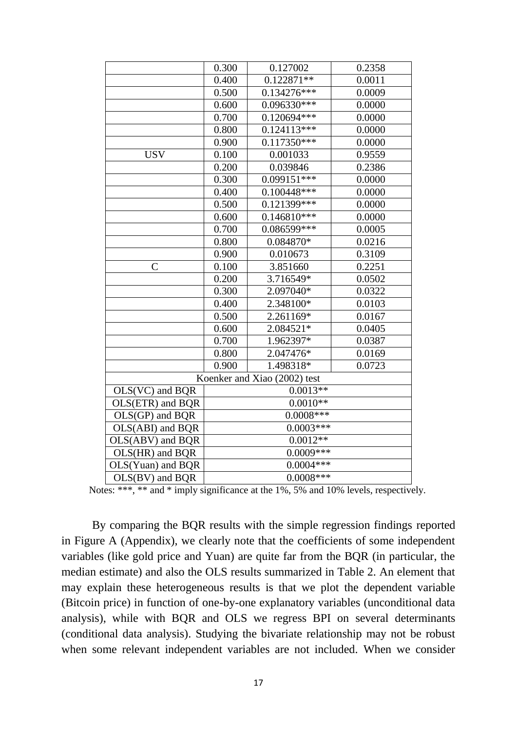| | | | |
|---|---|---|---|
| | 0.300 | 0.127002 | 0.2358 |
| | 0.400 | 0.122871** | 0.0011 |
| | 0.500 | 0.134276*** | 0.0009 |
| | 0.600 | 0.096330*** | 0.0000 |
| | 0.700 | 0.120694*** | 0.0000 |
| | 0.800 | 0.124113*** | 0.0000 |
| | 0.900 | 0.117350*** | 0.0000 |
| USV | 0.100 | 0.001033 | 0.9559 |
| | 0.200 | 0.039846 | 0.2386 |
| | 0.300 | 0.099151*** | 0.0000 |
| | 0.400 | 0.100448*** | 0.0000 |
| | 0.500 | 0.121399*** | 0.0000 |
| | 0.600 | 0.146810*** | 0.0000 |
| | 0.700 | 0.086599*** | 0.0005 |
| | 0.800 | 0.084870* | 0.0216 |
| | 0.900 | 0.010673 | 0.3109 |
| C | 0.100 | 3.851660 | 0.2251 |
| | 0.200 | 3.716549* | 0.0502 |
| | 0.300 | 2.097040* | 0.0322 |
| | 0.400 | 2.348100* | 0.0103 |
| | 0.500 | 2.261169* | 0.0167 |
| | 0.600 | 2.084521* | 0.0405 |
| | 0.700 | 1.962397* | 0.0387 |
| | 0.800 | 2.047476* | 0.0169 |
| | 0.900 | 1.498318* | 0.0723 |
| Koenker and Xiao (2002) test | | | |
| OLS(VC) and BQR | 0.0013** | | |
| OLS(ETR) and BQR | 0.0010** | | |
| OLS(GP) and BQR | 0.0008*** | | |
| OLS(ABI) and BQR | 0.0003*** | | |
| OLS(ABV) and BQR | 0.0012** | | |
| OLS(HR) and BQR | 0.0009*** | | |
| OLS(Yuan) and BQR | 0.0004*** | | |
| OLS(BV) and BQR | 0.0008*** | | |

Notes: ***, ** and * imply significance at the 1%, 5% and 10% levels, respectively.

By comparing the BQR results with the simple regression findings reported in Figure A (Appendix), we clearly note that the coefficients of some independent variables (like gold price and Yuan) are quite far from the BQR (in particular, the median estimate) and also the OLS results summarized in Table 2. An element that may explain these heterogeneous results is that we plot the dependent variable (Bitcoin price) in function of one-by-one explanatory variables (unconditional data analysis), while with BQR and OLS we regress BPI on several determinants (conditional data analysis). Studying the bivariate relationship may not be robust when some relevant independent variables are not included. When we consider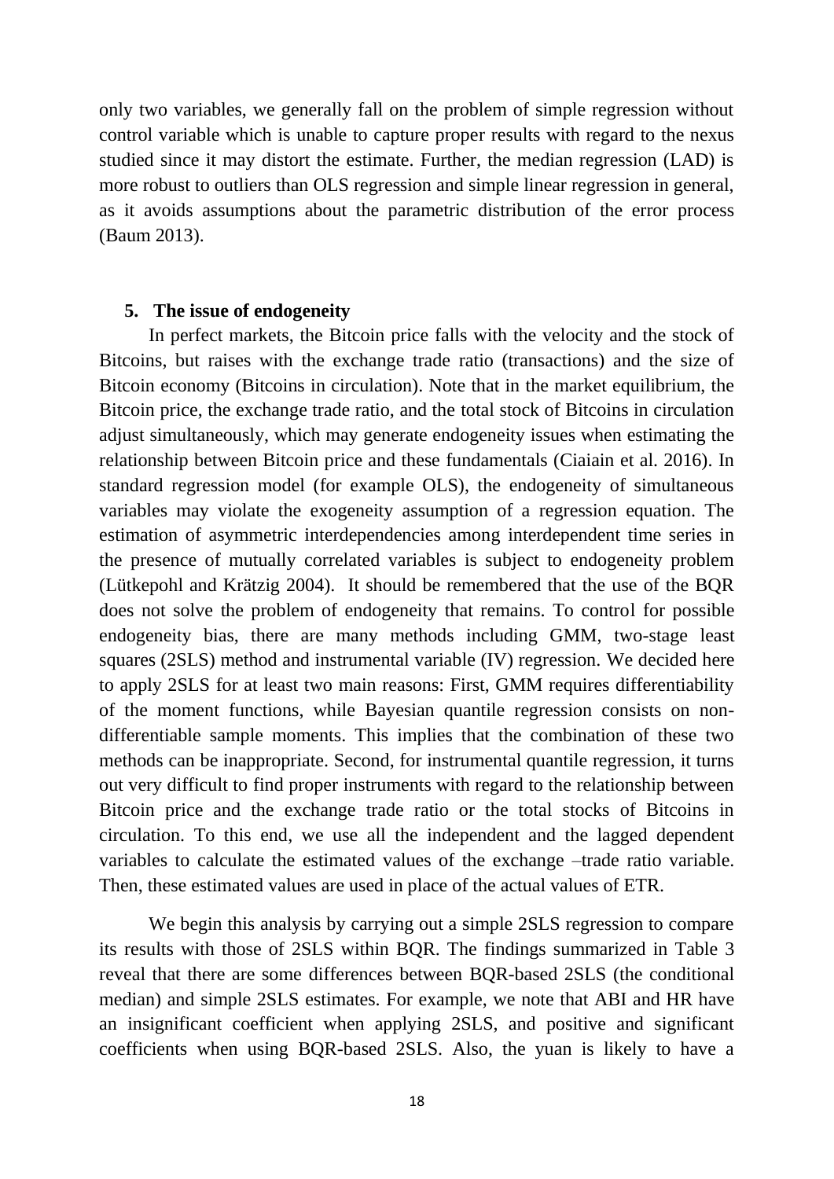only two variables, we generally fall on the problem of simple regression without control variable which is unable to capture proper results with regard to the nexus studied since it may distort the estimate. Further, the median regression (LAD) is more robust to outliers than OLS regression and simple linear regression in general, as it avoids assumptions about the parametric distribution of the error process (Baum 2013).

## 5. The issue of endogeneity

In perfect markets, the Bitcoin price falls with the velocity and the stock of Bitcoins, but raises with the exchange trade ratio (transactions) and the size of Bitcoin economy (Bitcoins in circulation). Note that in the market equilibrium, the Bitcoin price, the exchange trade ratio, and the total stock of Bitcoins in circulation adjust simultaneously, which may generate endogeneity issues when estimating the relationship between Bitcoin price and these fundamentals (Ciaiain et al. 2016). In standard regression model (for example OLS), the endogeneity of simultaneous variables may violate the exogeneity assumption of a regression equation. The estimation of asymmetric interdependencies among interdependent time series in the presence of mutually correlated variables is subject to endogeneity problem (Lütkepohl and Krätzig 2004). It should be remembered that the use of the BQR does not solve the problem of endogeneity that remains. To control for possible endogeneity bias, there are many methods including GMM, two-stage least squares (2SLS) method and instrumental variable (IV) regression. We decided here to apply 2SLS for at least two main reasons: First, GMM requires differentiability of the moment functions, while Bayesian quantile regression consists on non-differentiable sample moments. This implies that the combination of these two methods can be inappropriate. Second, for instrumental quantile regression, it turns out very difficult to find proper instruments with regard to the relationship between Bitcoin price and the exchange trade ratio or the total stocks of Bitcoins in circulation. To this end, we use all the independent and the lagged dependent variables to calculate the estimated values of the exchange –trade ratio variable. Then, these estimated values are used in place of the actual values of ETR.

We begin this analysis by carrying out a simple 2SLS regression to compare its results with those of 2SLS within BQR. The findings summarized in Table 3 reveal that there are some differences between BQR-based 2SLS (the conditional median) and simple 2SLS estimates. For example, we note that ABI and HR have an insignificant coefficient when applying 2SLS, and positive and significant coefficients when using BQR-based 2SLS. Also, the yuan is likely to have a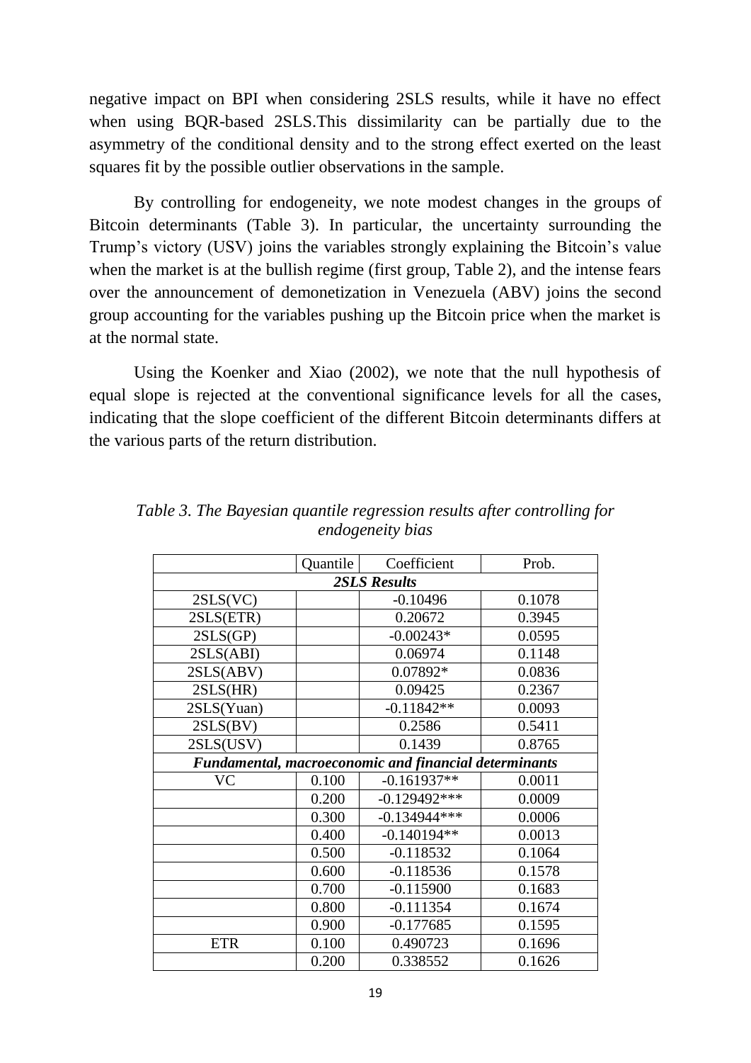negative impact on BPI when considering 2SLS results, while it have no effect when using BQR-based 2SLS.This dissimilarity can be partially due to the asymmetry of the conditional density and to the strong effect exerted on the least squares fit by the possible outlier observations in the sample.

By controlling for endogeneity, we note modest changes in the groups of Bitcoin determinants (Table 3). In particular, the uncertainty surrounding the Trump's victory (USV) joins the variables strongly explaining the Bitcoin's value when the market is at the bullish regime (first group, Table 2), and the intense fears over the announcement of demonetization in Venezuela (ABV) joins the second group accounting for the variables pushing up the Bitcoin price when the market is at the normal state.

Using the Koenker and Xiao (2002), we note that the null hypothesis of equal slope is rejected at the conventional significance levels for all the cases, indicating that the slope coefficient of the different Bitcoin determinants differs at the various parts of the return distribution.

*Table 3. The Bayesian quantile regression results after controlling for endogeneity bias*

| | Quantile | Coefficient | Prob. |
|---|---|---|---|
| ***2SLS Results*** | | | |
| 2SLS(VC) | | -0.10496 | 0.1078 |
| 2SLS(ETR) | | 0.20672 | 0.3945 |
| 2SLS(GP) | | -0.00243* | 0.0595 |
| 2SLS(ABI) | | 0.06974 | 0.1148 |
| 2SLS(ABV) | | 0.07892* | 0.0836 |
| 2SLS(HR) | | 0.09425 | 0.2367 |
| 2SLS(Yuan) | | -0.11842** | 0.0093 |
| 2SLS(BV) | | 0.2586 | 0.5411 |
| 2SLS(USV) | | 0.1439 | 0.8765 |
| ***Fundamental, macroeconomic and financial determinants*** | | | |
| VC | 0.100 | -0.161937** | 0.0011 |
| | 0.200 | -0.129492*** | 0.0009 |
| | 0.300 | -0.134944*** | 0.0006 |
| | 0.400 | -0.140194** | 0.0013 |
| | 0.500 | -0.118532 | 0.1064 |
| | 0.600 | -0.118536 | 0.1578 |
| | 0.700 | -0.115900 | 0.1683 |
| | 0.800 | -0.111354 | 0.1674 |
| | 0.900 | -0.177685 | 0.1595 |
| ETR | 0.100 | 0.490723 | 0.1696 |
| | 0.200 | 0.338552 | 0.1626 |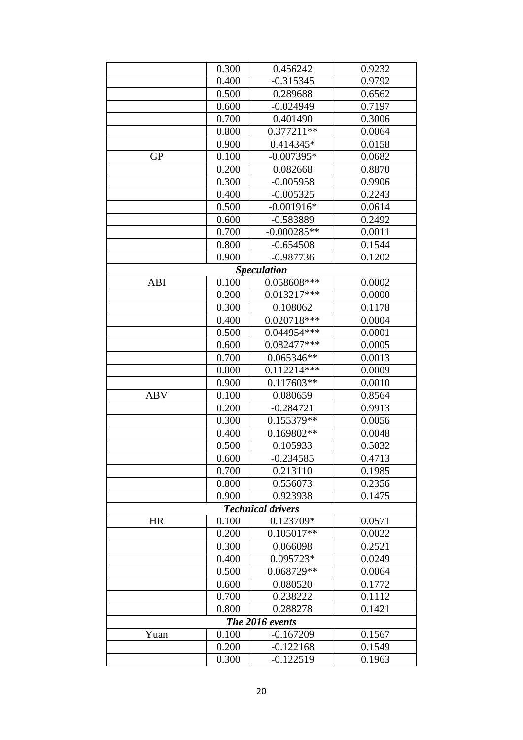| | | | |
|---|---|---|---|
| | 0.300 | 0.456242 | 0.9232 |
| | 0.400 | -0.315345 | 0.9792 |
| | 0.500 | 0.289688 | 0.6562 |
| | 0.600 | -0.024949 | 0.7197 |
| | 0.700 | 0.401490 | 0.3006 |
| | 0.800 | 0.377211** | 0.0064 |
| | 0.900 | 0.414345* | 0.0158 |
| GP | 0.100 | -0.007395* | 0.0682 |
| | 0.200 | 0.082668 | 0.8870 |
| | 0.300 | -0.005958 | 0.9906 |
| | 0.400 | -0.005325 | 0.2243 |
| | 0.500 | -0.001916* | 0.0614 |
| | 0.600 | -0.583889 | 0.2492 |
| | 0.700 | -0.000285** | 0.0011 |
| | 0.800 | -0.654508 | 0.1544 |
| | 0.900 | -0.987736 | 0.1202 |
| ***Speculation*** | | | |
| ABI | 0.100 | 0.058608*** | 0.0002 |
| | 0.200 | 0.013217*** | 0.0000 |
| | 0.300 | 0.108062 | 0.1178 |
| | 0.400 | 0.020718*** | 0.0004 |
| | 0.500 | 0.044954*** | 0.0001 |
| | 0.600 | 0.082477*** | 0.0005 |
| | 0.700 | 0.065346** | 0.0013 |
| | 0.800 | 0.112214*** | 0.0009 |
| | 0.900 | 0.117603** | 0.0010 |
| ABV | 0.100 | 0.080659 | 0.8564 |
| | 0.200 | -0.284721 | 0.9913 |
| | 0.300 | 0.155379** | 0.0056 |
| | 0.400 | 0.169802** | 0.0048 |
| | 0.500 | 0.105933 | 0.5032 |
| | 0.600 | -0.234585 | 0.4713 |
| | 0.700 | 0.213110 | 0.1985 |
| | 0.800 | 0.556073 | 0.2356 |
| | 0.900 | 0.923938 | 0.1475 |
| ***Technical drivers*** | | | |
| HR | 0.100 | 0.123709* | 0.0571 |
| | 0.200 | 0.105017** | 0.0022 |
| | 0.300 | 0.066098 | 0.2521 |
| | 0.400 | 0.095723* | 0.0249 |
| | 0.500 | 0.068729** | 0.0064 |
| | 0.600 | 0.080520 | 0.1772 |
| | 0.700 | 0.238222 | 0.1112 |
| | 0.800 | 0.288278 | 0.1421 |
| ***The 2016 events*** | | | |
| Yuan | 0.100 | -0.167209 | 0.1567 |
| | 0.200 | -0.122168 | 0.1549 |
| | 0.300 | -0.122519 | 0.1963 |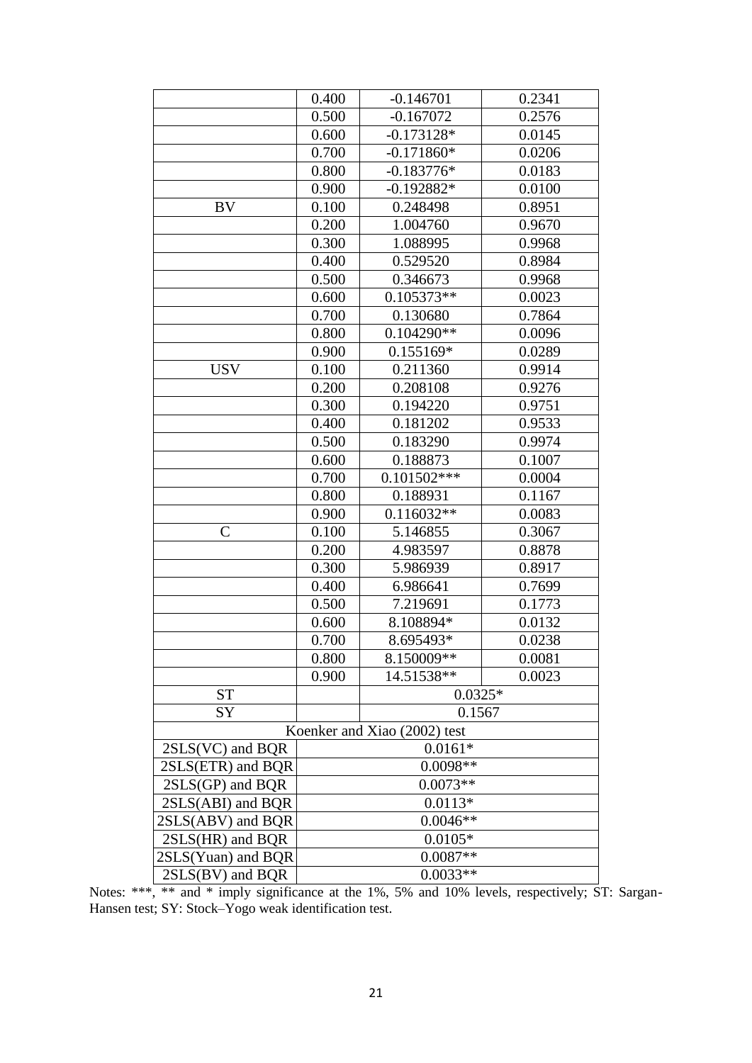| | | | |
|---|---|---|---|
| | 0.400 | -0.146701 | 0.2341 |
| | 0.500 | -0.167072 | 0.2576 |
| | 0.600 | -0.173128* | 0.0145 |
| | 0.700 | -0.171860* | 0.0206 |
| | 0.800 | -0.183776* | 0.0183 |
| | 0.900 | -0.192882* | 0.0100 |
| BV | 0.100 | 0.248498 | 0.8951 |
| | 0.200 | 1.004760 | 0.9670 |
| | 0.300 | 1.088995 | 0.9968 |
| | 0.400 | 0.529520 | 0.8984 |
| | 0.500 | 0.346673 | 0.9968 |
| | 0.600 | 0.105373** | 0.0023 |
| | 0.700 | 0.130680 | 0.7864 |
| | 0.800 | 0.104290** | 0.0096 |
| | 0.900 | 0.155169* | 0.0289 |
| USV | 0.100 | 0.211360 | 0.9914 |
| | 0.200 | 0.208108 | 0.9276 |
| | 0.300 | 0.194220 | 0.9751 |
| | 0.400 | 0.181202 | 0.9533 |
| | 0.500 | 0.183290 | 0.9974 |
| | 0.600 | 0.188873 | 0.1007 |
| | 0.700 | 0.101502*** | 0.0004 |
| | 0.800 | 0.188931 | 0.1167 |
| | 0.900 | 0.116032** | 0.0083 |
| C | 0.100 | 5.146855 | 0.3067 |
| | 0.200 | 4.983597 | 0.8878 |
| | 0.300 | 5.986939 | 0.8917 |
| | 0.400 | 6.986641 | 0.7699 |
| | 0.500 | 7.219691 | 0.1773 |
| | 0.600 | 8.108894* | 0.0132 |
| | 0.700 | 8.695493* | 0.0238 |
| | 0.800 | 8.150009** | 0.0081 |
| | 0.900 | 14.51538** | 0.0023 |
| ST | | 0.0325* | |
| SY | | 0.1567 | |
| Koenker and Xiao (2002) test | | | |
| 2SLS(VC) and BQR | 0.0161* | | |
| 2SLS(ETR) and BQR | 0.0098** | | |
| 2SLS(GP) and BQR | 0.0073** | | |
| 2SLS(ABI) and BQR | 0.0113* | | |
| 2SLS(ABV) and BQR | 0.0046** | | |
| 2SLS(HR) and BQR | 0.0105* | | |
| 2SLS(Yuan) and BQR | 0.0087** | | |
| 2SLS(BV) and BQR | 0.0033** | | |

Notes: ***, ** and * imply significance at the 1%, 5% and 10% levels, respectively; ST: Sargan-Hansen test; SY: Stock–Yogo weak identification test.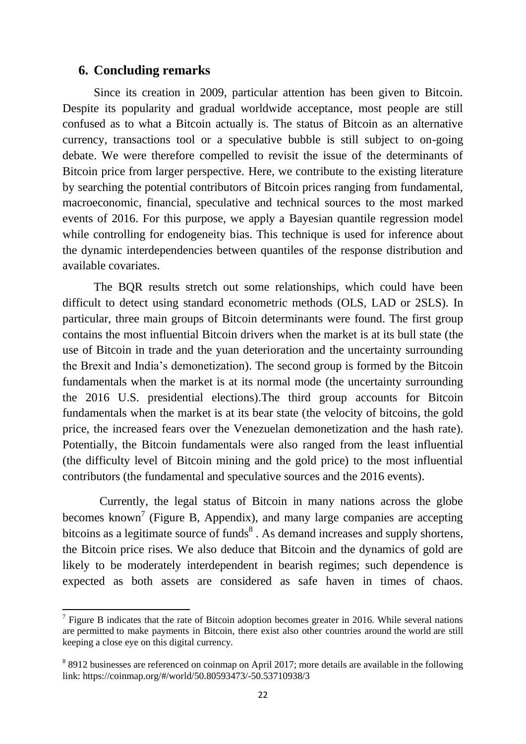## 6. Concluding remarks

Since its creation in 2009, particular attention has been given to Bitcoin. Despite its popularity and gradual worldwide acceptance, most people are still confused as to what a Bitcoin actually is. The status of Bitcoin as an alternative currency, transactions tool or a speculative bubble is still subject to on-going debate. We were therefore compelled to revisit the issue of the determinants of Bitcoin price from larger perspective. Here, we contribute to the existing literature by searching the potential contributors of Bitcoin prices ranging from fundamental, macroeconomic, financial, speculative and technical sources to the most marked events of 2016. For this purpose, we apply a Bayesian quantile regression model while controlling for endogeneity bias. This technique is used for inference about the dynamic interdependencies between quantiles of the response distribution and available covariates.

The BQR results stretch out some relationships, which could have been difficult to detect using standard econometric methods (OLS, LAD or 2SLS). In particular, three main groups of Bitcoin determinants were found. The first group contains the most influential Bitcoin drivers when the market is at its bull state (the use of Bitcoin in trade and the yuan deterioration and the uncertainty surrounding the Brexit and India's demonetization). The second group is formed by the Bitcoin fundamentals when the market is at its normal mode (the uncertainty surrounding the 2016 U.S. presidential elections).The third group accounts for Bitcoin fundamentals when the market is at its bear state (the velocity of bitcoins, the gold price, the increased fears over the Venezuelan demonetization and the hash rate). Potentially, the Bitcoin fundamentals were also ranged from the least influential (the difficulty level of Bitcoin mining and the gold price) to the most influential contributors (the fundamental and speculative sources and the 2016 events).

Currently, the legal status of Bitcoin in many nations across the globe becomes known[7] (Figure B, Appendix), and many large companies are accepting bitcoins as a legitimate source of funds[8] . As demand increases and supply shortens, the Bitcoin price rises. We also deduce that Bitcoin and the dynamics of gold are likely to be moderately interdependent in bearish regimes; such dependence is expected as both assets are considered as safe haven in times of chaos.

[7] Figure B indicates that the rate of Bitcoin adoption becomes greater in 2016. While several nations are permitted to make payments in Bitcoin, there exist also other countries around the world are still keeping a close eye on this digital currency.

[8] 8912 businesses are referenced on coinmap on April 2017; more details are available in the following link: https://coinmap.org/#/world/50.80593473/-50.53710938/3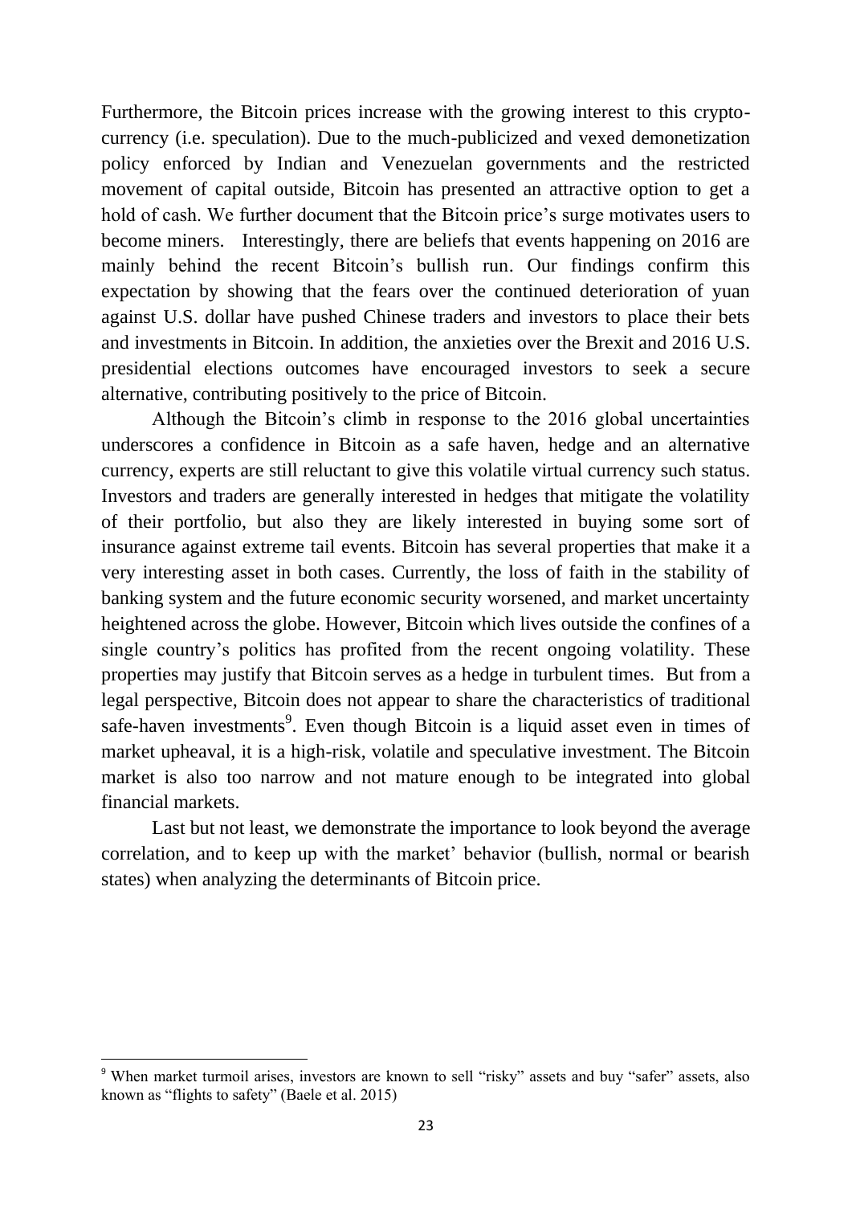Furthermore, the Bitcoin prices increase with the growing interest to this crypto-currency (i.e. speculation). Due to the much-publicized and vexed demonetization policy enforced by Indian and Venezuelan governments and the restricted movement of capital outside, Bitcoin has presented an attractive option to get a hold of cash. We further document that the Bitcoin price's surge motivates users to become miners. Interestingly, there are beliefs that events happening on 2016 are mainly behind the recent Bitcoin's bullish run. Our findings confirm this expectation by showing that the fears over the continued deterioration of yuan against U.S. dollar have pushed Chinese traders and investors to place their bets and investments in Bitcoin. In addition, the anxieties over the Brexit and 2016 U.S. presidential elections outcomes have encouraged investors to seek a secure alternative, contributing positively to the price of Bitcoin.

Although the Bitcoin's climb in response to the 2016 global uncertainties underscores a confidence in Bitcoin as a safe haven, hedge and an alternative currency, experts are still reluctant to give this volatile virtual currency such status. Investors and traders are generally interested in hedges that mitigate the volatility of their portfolio, but also they are likely interested in buying some sort of insurance against extreme tail events. Bitcoin has several properties that make it a very interesting asset in both cases. Currently, the loss of faith in the stability of banking system and the future economic security worsened, and market uncertainty heightened across the globe. However, Bitcoin which lives outside the confines of a single country's politics has profited from the recent ongoing volatility. These properties may justify that Bitcoin serves as a hedge in turbulent times. But from a legal perspective, Bitcoin does not appear to share the characteristics of traditional safe-haven investments[9]. Even though Bitcoin is a liquid asset even in times of market upheaval, it is a high-risk, volatile and speculative investment. The Bitcoin market is also too narrow and not mature enough to be integrated into global financial markets.

Last but not least, we demonstrate the importance to look beyond the average correlation, and to keep up with the market' behavior (bullish, normal or bearish states) when analyzing the determinants of Bitcoin price.

[9] When market turmoil arises, investors are known to sell "risky" assets and buy "safer" assets, also known as "flights to safety" (Baele et al. 2015)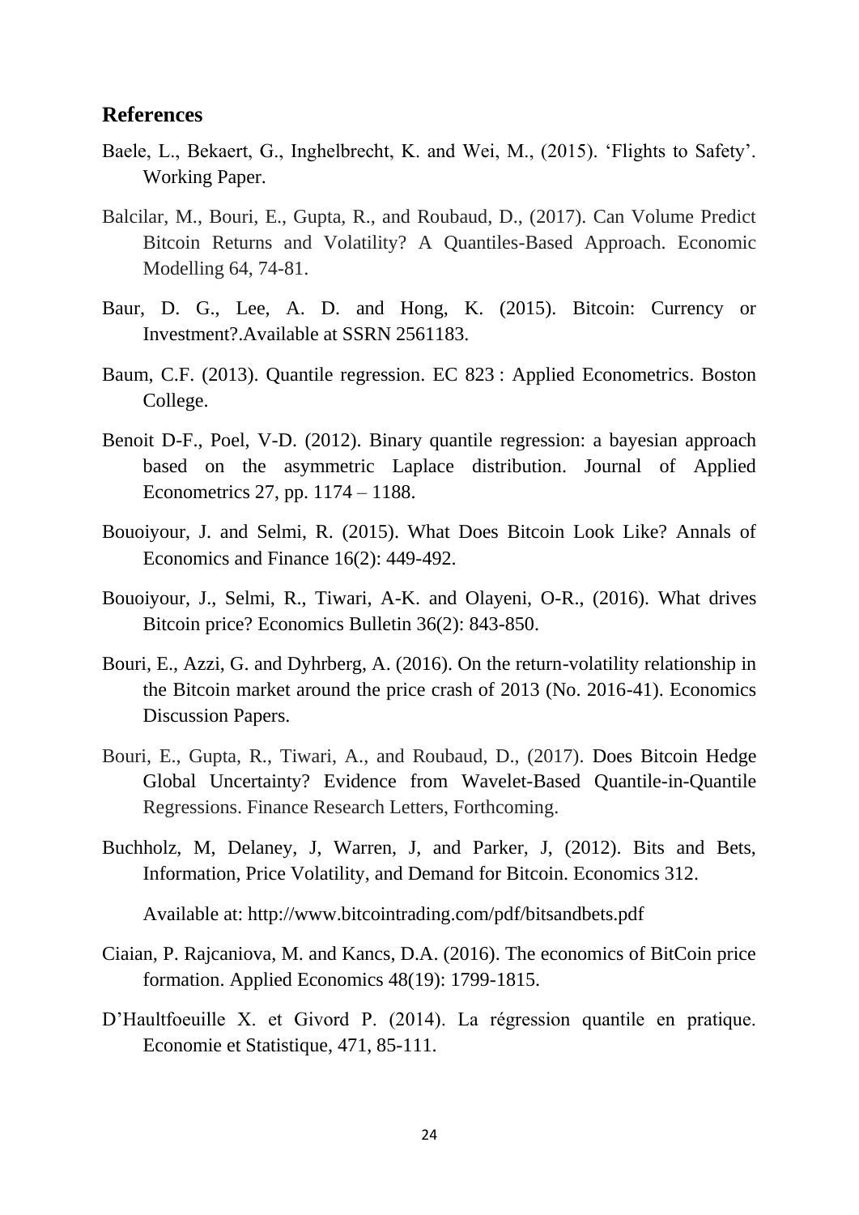## References

Baele, L., Bekaert, G., Inghelbrecht, K. and Wei, M., (2015). 'Flights to Safety'. Working Paper.

Balcilar, M., Bouri, E., Gupta, R., and Roubaud, D., (2017). Can Volume Predict Bitcoin Returns and Volatility? A Quantiles-Based Approach. Economic Modelling 64, 74-81.

Baur, D. G., Lee, A. D. and Hong, K. (2015). Bitcoin: Currency or Investment?.Available at SSRN 2561183.

Baum, C.F. (2013). Quantile regression. EC 823 : Applied Econometrics. Boston College.

Benoit D-F., Poel, V-D. (2012). Binary quantile regression: a bayesian approach based on the asymmetric Laplace distribution. Journal of Applied Econometrics 27, pp. 1174 – 1188.

Bouoiyour, J. and Selmi, R. (2015). What Does Bitcoin Look Like? Annals of Economics and Finance 16(2): 449-492.

Bouoiyour, J., Selmi, R., Tiwari, A-K. and Olayeni, O-R., (2016). What drives Bitcoin price? Economics Bulletin 36(2): 843-850.

Bouri, E., Azzi, G. and Dyhrberg, A. (2016). On the return-volatility relationship in the Bitcoin market around the price crash of 2013 (No. 2016-41). Economics Discussion Papers.

Bouri, E., Gupta, R., Tiwari, A., and Roubaud, D., (2017). Does Bitcoin Hedge Global Uncertainty? Evidence from Wavelet-Based Quantile-in-Quantile Regressions. Finance Research Letters, Forthcoming.

Buchholz, M, Delaney, J, Warren, J, and Parker, J, (2012). Bits and Bets, Information, Price Volatility, and Demand for Bitcoin. Economics 312.

Available at: http://www.bitcointrading.com/pdf/bitsandbets.pdf

Ciaian, P. Rajcaniova, M. and Kancs, D.A. (2016). The economics of BitCoin price formation. Applied Economics 48(19): 1799-1815.

D'Haultfoeuille X. et Givord P. (2014). La régression quantile en pratique. Economie et Statistique, 471, 85-111.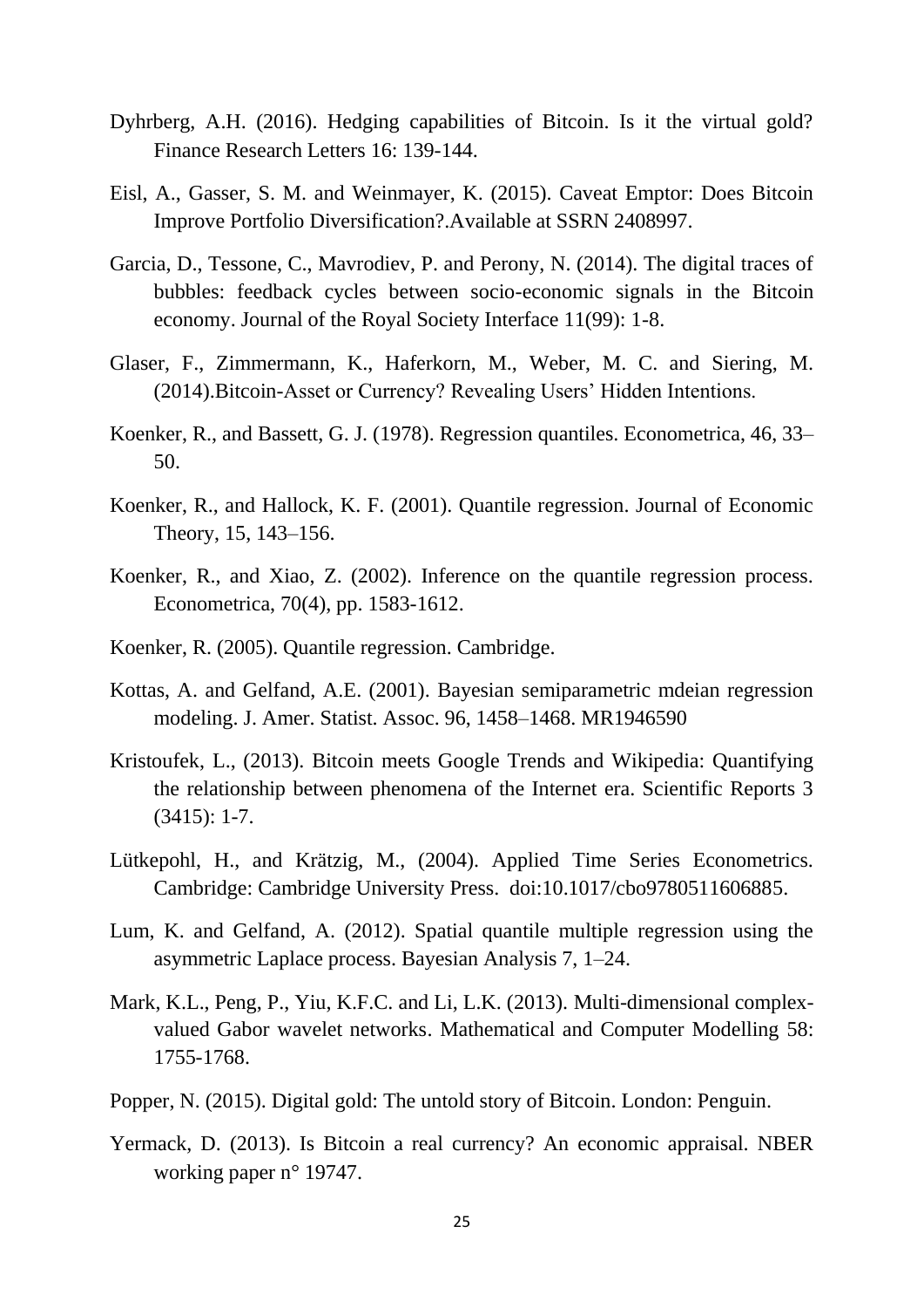Dyhrberg, A.H. (2016). Hedging capabilities of Bitcoin. Is it the virtual gold? Finance Research Letters 16: 139-144.

Eisl, A., Gasser, S. M. and Weinmayer, K. (2015). Caveat Emptor: Does Bitcoin Improve Portfolio Diversification?.Available at SSRN 2408997.

Garcia, D., Tessone, C., Mavrodiev, P. and Perony, N. (2014). The digital traces of bubbles: feedback cycles between socio-economic signals in the Bitcoin economy. Journal of the Royal Society Interface 11(99): 1-8.

Glaser, F., Zimmermann, K., Haferkorn, M., Weber, M. C. and Siering, M. (2014).Bitcoin-Asset or Currency? Revealing Users' Hidden Intentions.

Koenker, R., and Bassett, G. J. (1978). Regression quantiles. Econometrica, 46, 33–50.

Koenker, R., and Hallock, K. F. (2001). Quantile regression. Journal of Economic Theory, 15, 143–156.

Koenker, R., and Xiao, Z. (2002). Inference on the quantile regression process. Econometrica, 70(4), pp. 1583-1612.

Koenker, R. (2005). Quantile regression. Cambridge.

Kottas, A. and Gelfand, A.E. (2001). Bayesian semiparametric mdeian regression modeling. J. Amer. Statist. Assoc. 96, 1458–1468. MR1946590

Kristoufek, L., (2013). Bitcoin meets Google Trends and Wikipedia: Quantifying the relationship between phenomena of the Internet era. Scientific Reports 3 (3415): 1-7.

Lütkepohl, H., and Krätzig, M., (2004). Applied Time Series Econometrics. Cambridge: Cambridge University Press. doi:10.1017/cbo9780511606885.

Lum, K. and Gelfand, A. (2012). Spatial quantile multiple regression using the asymmetric Laplace process. Bayesian Analysis 7, 1–24.

Mark, K.L., Peng, P., Yiu, K.F.C. and Li, L.K. (2013). Multi-dimensional complex-valued Gabor wavelet networks. Mathematical and Computer Modelling 58: 1755-1768.

Popper, N. (2015). Digital gold: The untold story of Bitcoin. London: Penguin.

Yermack, D. (2013). Is Bitcoin a real currency? An economic appraisal. NBER working paper n° 19747.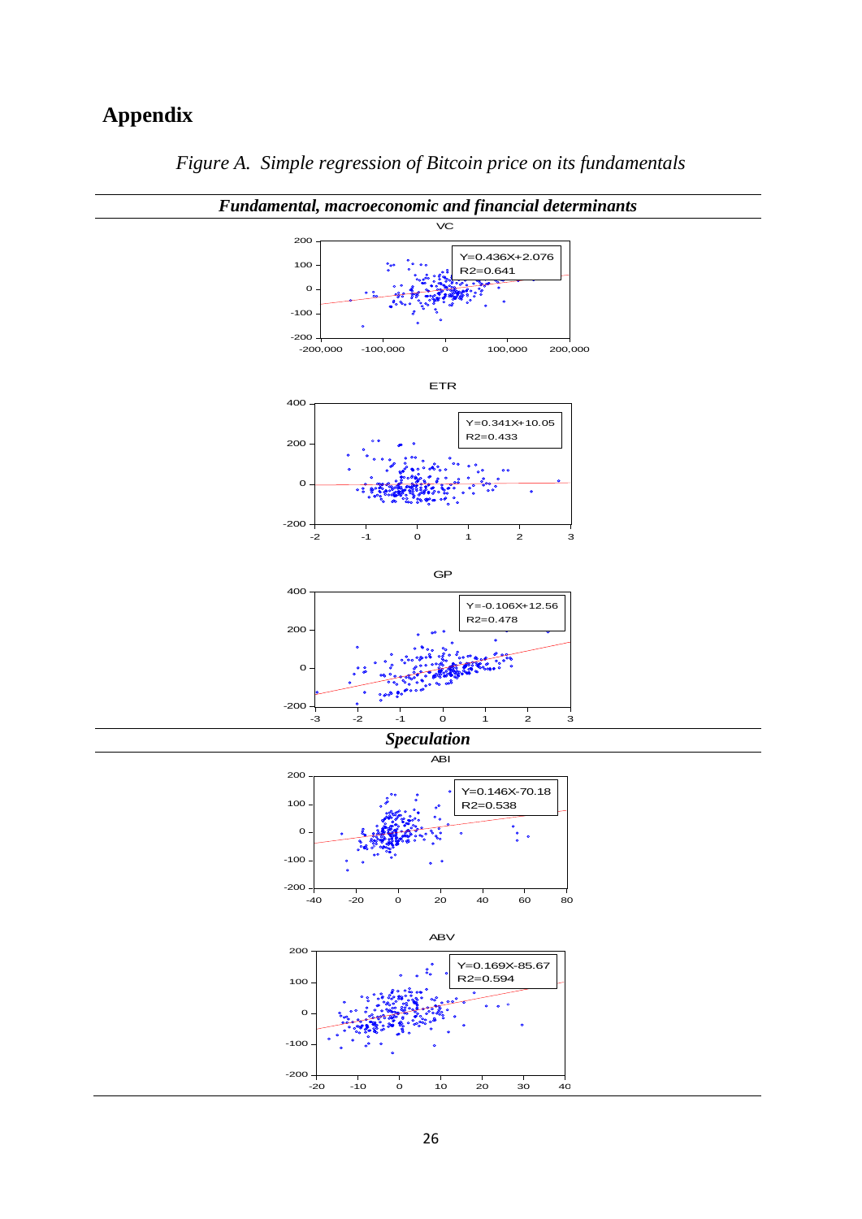# Appendix

*Figure A. Simple regression of Bitcoin price on its fundamentals*

***Fundamental, macroeconomic and financial determinants***

VC

Y=0.436X+2.076
R2=0.641

ETR

Y=0.341X+10.05
R2=0.433

GP

Y=-0.106X+12.56
R2=0.478

***Speculation***

ABI

Y=0.146X-70.18
R2=0.538

ABV

Y=0.169X-85.67
R2=0.594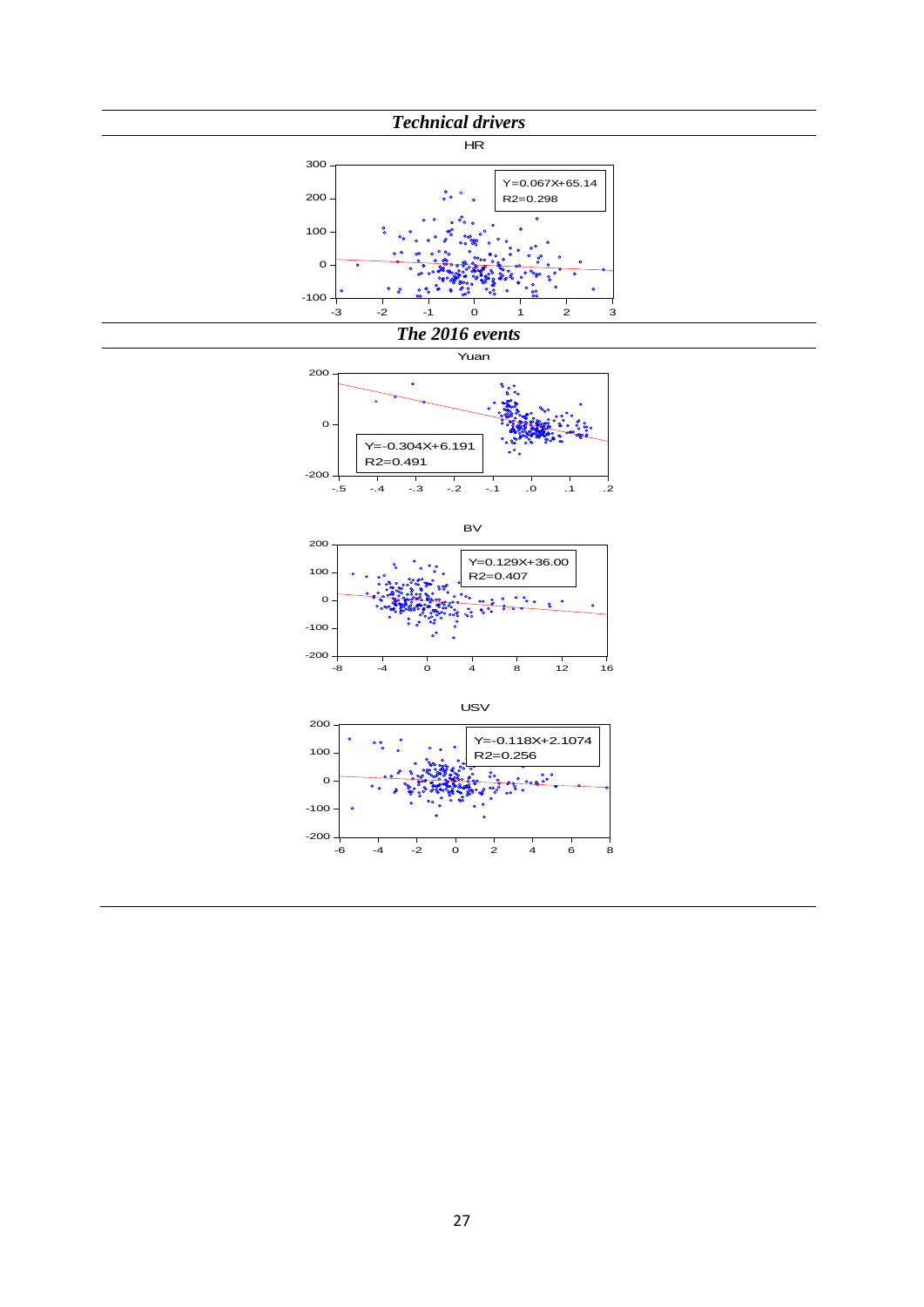***Technical drivers***

HR

Y=0.067X+65.14
R2=0.298

***The 2016 events***

Yuan

Y=-0.304X+6.191
R2=0.491

BV

Y=0.129X+36.00
R2=0.407

USV

Y=-0.118X+2.1074
R2=0.256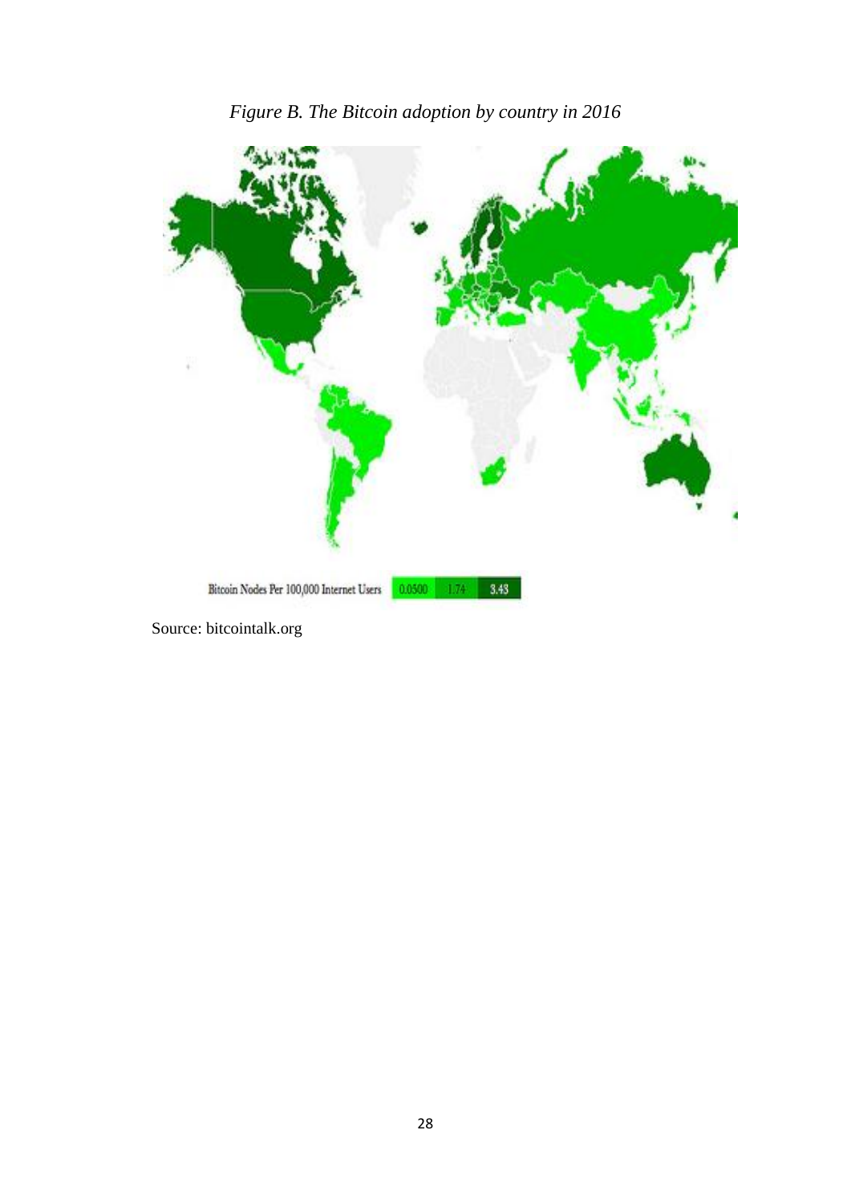*Figure B. The Bitcoin adoption by country in 2016*

Bitcoin Nodes Per 100,000 Internet Users 0.0500 1.74 3.43

Source: bitcointalk.org